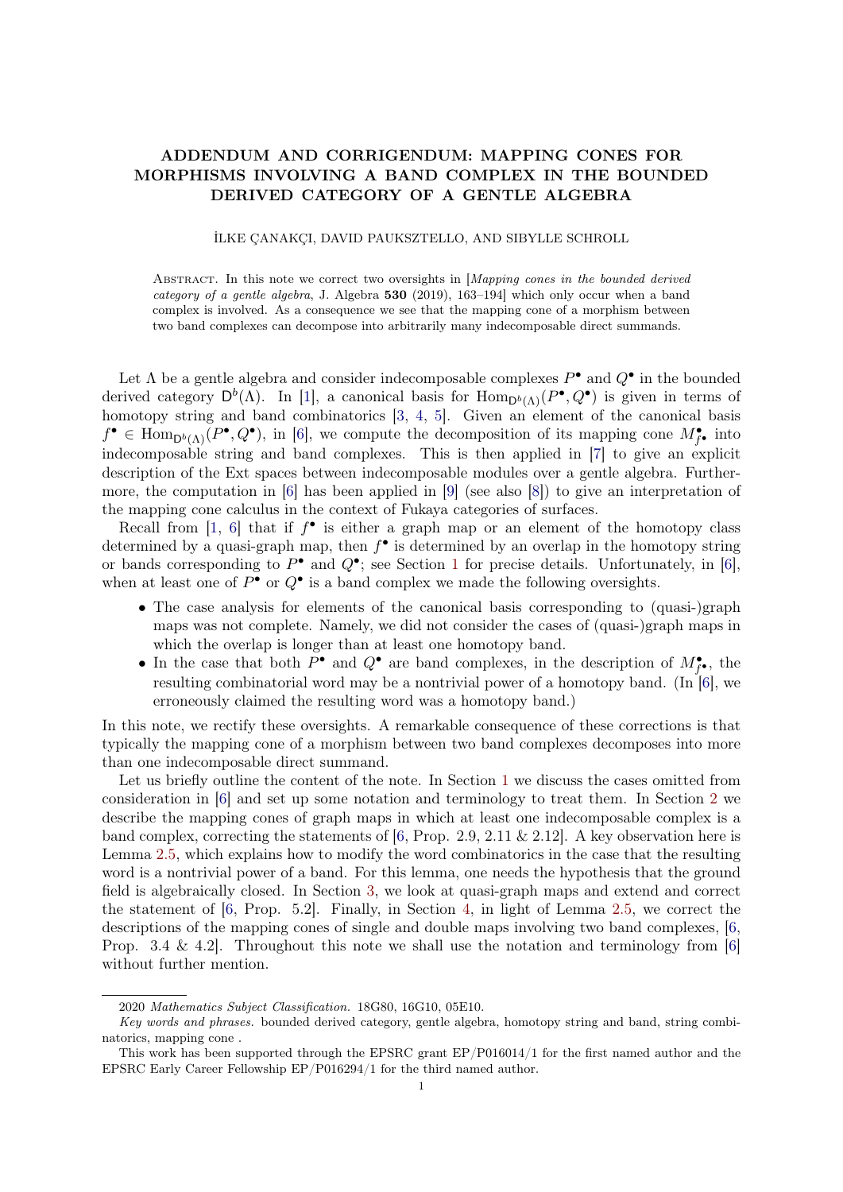# ADDENDUM AND CORRIGENDUM: MAPPING CONES FOR MORPHISMS INVOLVING A BAND COMPLEX IN THE BOUNDED DERIVED CATEGORY OF A GENTLE ALGEBRA

İLKE ÇANAKÇI, DAVID PAUKSZTELLO, AND SIBYLLE SCHROLL

Abstract. In this note we correct two oversights in [*Mapping cones in the bounded derived category of a gentle algebra*, J. Algebra **530** (2019), 163–194] which only occur when a band complex is involved. As a consequence we see that the mapping cone of a morphism between two band complexes can decompose into arbitrarily many indecomposable direct summands.

Let $\Lambda$ be a gentle algebra and consider indecomposable complexes $P^\bullet$ and $Q^\bullet$ in the bounded derived category $\mathsf{D}^b(\Lambda)$. In [1], a canonical basis for $\mathrm{Hom}_{\mathsf{D}^b(\Lambda)}(P^\bullet, Q^\bullet)$ is given in terms of homotopy string and band combinatorics [3, 4, 5]. Given an element of the canonical basis $f^\bullet \in \mathrm{Hom}_{\mathsf{D}^b(\Lambda)}(P^\bullet, Q^\bullet)$, in [6], we compute the decomposition of its mapping cone $M^\bullet_{f^\bullet}$ into indecomposable string and band complexes. This is then applied in [7] to give an explicit description of the Ext spaces between indecomposable modules over a gentle algebra. Furthermore, the computation in [6] has been applied in [9] (see also [8]) to give an interpretation of the mapping cone calculus in the context of Fukaya categories of surfaces.

Recall from [1, 6] that if $f^\bullet$ is either a graph map or an element of the homotopy class determined by a quasi-graph map, then $f^\bullet$ is determined by an overlap in the homotopy string or bands corresponding to $P^\bullet$ and $Q^\bullet$; see Section 1 for precise details. Unfortunately, in [6], when at least one of $P^\bullet$ or $Q^\bullet$ is a band complex we made the following oversights.

- The case analysis for elements of the canonical basis corresponding to (quasi-)graph maps was not complete. Namely, we did not consider the cases of (quasi-)graph maps in which the overlap is longer than at least one homotopy band.
- In the case that both $P^\bullet$ and $Q^\bullet$ are band complexes, in the description of $M^\bullet_{f^\bullet}$, the resulting combinatorial word may be a nontrivial power of a homotopy band. (In [6], we erroneously claimed the resulting word was a homotopy band.)

In this note, we rectify these oversights. A remarkable consequence of these corrections is that typically the mapping cone of a morphism between two band complexes decomposes into more than one indecomposable direct summand.

Let us briefly outline the content of the note. In Section 1 we discuss the cases omitted from consideration in [6] and set up some notation and terminology to treat them. In Section 2 we describe the mapping cones of graph maps in which at least one indecomposable complex is a band complex, correcting the statements of [6, Prop. 2.9, 2.11 & 2.12]. A key observation here is Lemma 2.5, which explains how to modify the word combinatorics in the case that the resulting word is a nontrivial power of a band. For this lemma, one needs the hypothesis that the ground field is algebraically closed. In Section 3, we look at quasi-graph maps and extend and correct the statement of [6, Prop. 5.2]. Finally, in Section 4, in light of Lemma 2.5, we correct the descriptions of the mapping cones of single and double maps involving two band complexes, [6, Prop. 3.4 & 4.2]. Throughout this note we shall use the notation and terminology from [6] without further mention.

2020 *Mathematics Subject Classification.* 18G80, 16G10, 05E10.

*Key words and phrases.* bounded derived category, gentle algebra, homotopy string and band, string combinatorics, mapping cone .

This work has been supported through the EPSRC grant EP/P016014/1 for the first named author and the EPSRC Early Career Fellowship EP/P016294/1 for the third named author.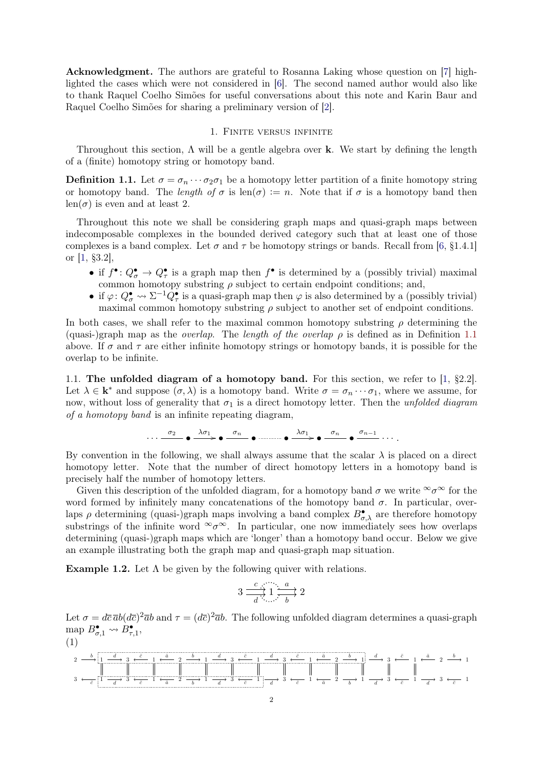**Acknowledgment.** The authors are grateful to Rosanna Laking whose question on [7] highlighted the cases which were not considered in [6]. The second named author would also like to thank Raquel Coelho Simões for useful conversations about this note and Karin Baur and Raquel Coelho Simões for sharing a preliminary version of [2].

## 1. Finite versus infinite

Throughout this section, $\Lambda$ will be a gentle algebra over $\mathbf{k}$. We start by defining the length of a (finite) homotopy string or homotopy band.

**Definition 1.1.** Let $\sigma = \sigma_n \cdots \sigma_2 \sigma_1$ be a homotopy letter partition of a finite homotopy string or homotopy band. The *length of* $\sigma$ is $\mathrm{len}(\sigma) := n$. Note that if $\sigma$ is a homotopy band then $\mathrm{len}(\sigma)$ is even and at least 2.

Throughout this note we shall be considering graph maps and quasi-graph maps between indecomposable complexes in the bounded derived category such that at least one of those complexes is a band complex. Let $\sigma$ and $\tau$ be homotopy strings or bands. Recall from [6, §1.4.1] or [1, §3.2],

- if $f^\bullet \colon Q^\bullet_\sigma \to Q^\bullet_\tau$ is a graph map then $f^\bullet$ is determined by a (possibly trivial) maximal common homotopy substring $\rho$ subject to certain endpoint conditions; and,
- if $\varphi \colon Q^\bullet_\sigma \rightsquigarrow \Sigma^{-1} Q^\bullet_\tau$ is a quasi-graph map then $\varphi$ is also determined by a (possibly trivial) maximal common homotopy substring $\rho$ subject to another set of endpoint conditions.

In both cases, we shall refer to the maximal common homotopy substring $\rho$ determining the (quasi-)graph map as the *overlap*. The *length of the overlap* $\rho$ is defined as in Definition 1.1 above. If $\sigma$ and $\tau$ are either infinite homotopy strings or homotopy bands, it is possible for the overlap to be infinite.

### 1.1. The unfolded diagram of a homotopy band.

For this section, we refer to [1, §2.2]. Let $\lambda \in \mathbf{k}^*$ and suppose $(\sigma, \lambda)$ is a homotopy band. Write $\sigma = \sigma_n \cdots \sigma_1$, where we assume, for now, without loss of generality that $\sigma_1$ is a direct homotopy letter. Then the *unfolded diagram of a homotopy band* is an infinite repeating diagram,

$$\cdots \xrightarrow{\ \sigma_2\ } \bullet \xrightarrow{\lambda\sigma_1} \bullet \xrightarrow{\ \sigma_n\ } \bullet \cdots\cdots \bullet \xrightarrow{\lambda\sigma_1} \bullet \xrightarrow{\ \sigma_n\ } \bullet \xrightarrow{\ \sigma_{n-1}\ } \cdots.$$

By convention in the following, we shall always assume that the scalar $\lambda$ is placed on a direct homotopy letter. Note that the number of direct homotopy letters in a homotopy band is precisely half the number of homotopy letters.

Given this description of the unfolded diagram, for a homotopy band $\sigma$ we write ${}^\infty\sigma^\infty$ for the word formed by infinitely many concatenations of the homotopy band $\sigma$. In particular, overlaps $\rho$ determining (quasi-)graph maps involving a band complex $B^\bullet_{\sigma,\lambda}$ are therefore homotopy substrings of the infinite word ${}^\infty\sigma^\infty$. In particular, one now immediately sees how overlaps determining (quasi-)graph maps which are 'longer' than a homotopy band occur. Below we give an example illustrating both the graph map and quasi-graph map situation.

**Example 1.2.** Let $\Lambda$ be given by the following quiver with relations.

$$3 \underset{d}{\overset{c}{\rightrightarrows}} 1 \underset{b}{\overset{a}{\rightrightarrows}} 2$$

Let $\sigma = d\bar{c}\,\bar{a}b(d\bar{c})^2\bar{a}b$ and $\tau = (d\bar{c})^2\bar{a}b$. The following unfolded diagram determines a quasi-graph map $B^\bullet_{\sigma,1} \rightsquigarrow B^\bullet_{\tau,1}$,

(1)

$$\begin{array}{l}
2 \xrightarrow{b} 1 \xrightarrow{d} 3 \xleftarrow{\bar{c}} 1 \xleftarrow{\bar{a}} 2 \xrightarrow{b} 1 \xrightarrow{d} 3 \xleftarrow{\bar{c}} 1 \xrightarrow{d} 3 \xleftarrow{\bar{c}} 1 \xleftarrow{\bar{a}} 2 \xrightarrow{b} 1 \xrightarrow{d} 3 \xleftarrow{\bar{c}} 1 \xleftarrow{\bar{a}} 2 \xrightarrow{b} 1 \\
3 \xleftarrow{\bar{c}} 1 \xrightarrow{d} 3 \xleftarrow{\bar{c}} 1 \xleftarrow{\bar{a}} 2 \xrightarrow{b} 1 \xrightarrow{d} 3 \xleftarrow{\bar{c}} 1 \xrightarrow{d} 3 \xleftarrow{\bar{c}} 1 \xleftarrow{\bar{a}} 2 \xrightarrow{b} 1 \xrightarrow{d} 3 \xleftarrow{\bar{c}} 1 \xrightarrow{d} 3 \xleftarrow{\bar{c}} 1
\end{array}$$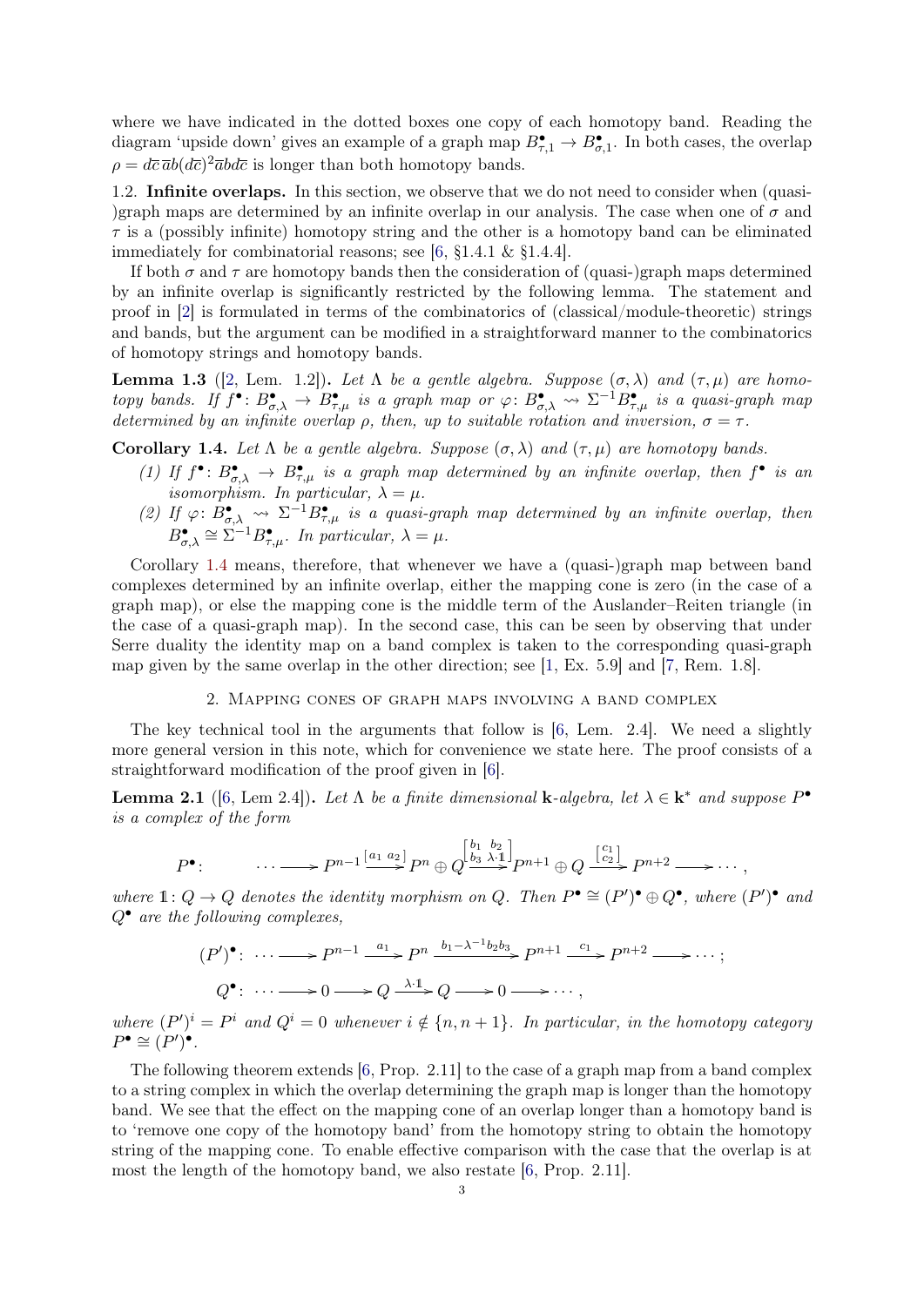where we have indicated in the dotted boxes one copy of each homotopy band. Reading the diagram 'upside down' gives an example of a graph map $B^\bullet_{\tau,1} \to B^\bullet_{\sigma,1}$. In both cases, the overlap $\rho = d\overline{c}\,\overline{a}b(d\overline{c})^2\overline{a}bd\overline{c}$ is longer than both homotopy bands.

1.2. **Infinite overlaps.** In this section, we observe that we do not need to consider when (quasi-)graph maps are determined by an infinite overlap in our analysis. The case when one of $\sigma$ and $\tau$ is a (possibly infinite) homotopy string and the other is a homotopy band can be eliminated immediately for combinatorial reasons; see [6, §1.4.1 & §1.4.4].

If both $\sigma$ and $\tau$ are homotopy bands then the consideration of (quasi-)graph maps determined by an infinite overlap is significantly restricted by the following lemma. The statement and proof in [2] is formulated in terms of the combinatorics of (classical/module-theoretic) strings and bands, but the argument can be modified in a straightforward manner to the combinatorics of homotopy strings and homotopy bands.

**Lemma 1.3** ([2, Lem. 1.2]). *Let $\Lambda$ be a gentle algebra. Suppose $(\sigma,\lambda)$ and $(\tau,\mu)$ are homotopy bands. If $f^\bullet\colon B^\bullet_{\sigma,\lambda} \to B^\bullet_{\tau,\mu}$ is a graph map or $\varphi\colon B^\bullet_{\sigma,\lambda} \rightsquigarrow \Sigma^{-1}B^\bullet_{\tau,\mu}$ is a quasi-graph map determined by an infinite overlap $\rho$, then, up to suitable rotation and inversion, $\sigma = \tau$.*

**Corollary 1.4.** *Let $\Lambda$ be a gentle algebra. Suppose $(\sigma,\lambda)$ and $(\tau,\mu)$ are homotopy bands.*

1. *If $f^\bullet\colon B^\bullet_{\sigma,\lambda} \to B^\bullet_{\tau,\mu}$ is a graph map determined by an infinite overlap, then $f^\bullet$ is an isomorphism. In particular, $\lambda = \mu$.*
2. *If $\varphi\colon B^\bullet_{\sigma,\lambda} \rightsquigarrow \Sigma^{-1}B^\bullet_{\tau,\mu}$ is a quasi-graph map determined by an infinite overlap, then $B^\bullet_{\sigma,\lambda} \cong \Sigma^{-1}B^\bullet_{\tau,\mu}$. In particular, $\lambda = \mu$.*

Corollary 1.4 means, therefore, that whenever we have a (quasi-)graph map between band complexes determined by an infinite overlap, either the mapping cone is zero (in the case of a graph map), or else the mapping cone is the middle term of the Auslander–Reiten triangle (in the case of a quasi-graph map). In the second case, this can be seen by observing that under Serre duality the identity map on a band complex is taken to the corresponding quasi-graph map given by the same overlap in the other direction; see [1, Ex. 5.9] and [7, Rem. 1.8].

## 2. Mapping cones of graph maps involving a band complex

The key technical tool in the arguments that follow is [6, Lem. 2.4]. We need a slightly more general version in this note, which for convenience we state here. The proof consists of a straightforward modification of the proof given in [6].

**Lemma 2.1** ([6, Lem 2.4]). *Let $\Lambda$ be a finite dimensional $\mathbf{k}$-algebra, let $\lambda \in \mathbf{k}^*$ and suppose $P^\bullet$ is a complex of the form*

$$P^\bullet\colon \qquad \cdots \longrightarrow P^{n-1} \xrightarrow{\begin{bmatrix} a_1 & a_2 \end{bmatrix}} P^n \oplus Q \xrightarrow{\begin{bmatrix} b_1 & b_2 \\ b_3 & \lambda\cdot\mathbb{1} \end{bmatrix}} P^{n+1} \oplus Q \xrightarrow{\begin{bmatrix} c_1 \\ c_2 \end{bmatrix}} P^{n+2} \longrightarrow \cdots,$$

*where $\mathbb{1}\colon Q \to Q$ denotes the identity morphism on $Q$. Then $P^\bullet \cong (P')^\bullet \oplus Q^\bullet$, where $(P')^\bullet$ and $Q^\bullet$ are the following complexes,*

$$(P')^\bullet\colon \cdots \longrightarrow P^{n-1} \xrightarrow{a_1} P^n \xrightarrow{b_1 - \lambda^{-1}b_2b_3} P^{n+1} \xrightarrow{c_1} P^{n+2} \longrightarrow \cdots;$$

$$Q^\bullet\colon \cdots \longrightarrow 0 \longrightarrow Q \xrightarrow{\lambda\cdot\mathbb{1}} Q \longrightarrow 0 \longrightarrow \cdots,$$

*where $(P')^i = P^i$ and $Q^i = 0$ whenever $i \notin \{n, n+1\}$. In particular, in the homotopy category $P^\bullet \cong (P')^\bullet$.*

The following theorem extends [6, Prop. 2.11] to the case of a graph map from a band complex to a string complex in which the overlap determining the graph map is longer than the homotopy band. We see that the effect on the mapping cone of an overlap longer than a homotopy band is to 'remove one copy of the homotopy band' from the homotopy string to obtain the homotopy string of the mapping cone. To enable effective comparison with the case that the overlap is at most the length of the homotopy band, we also restate [6, Prop. 2.11].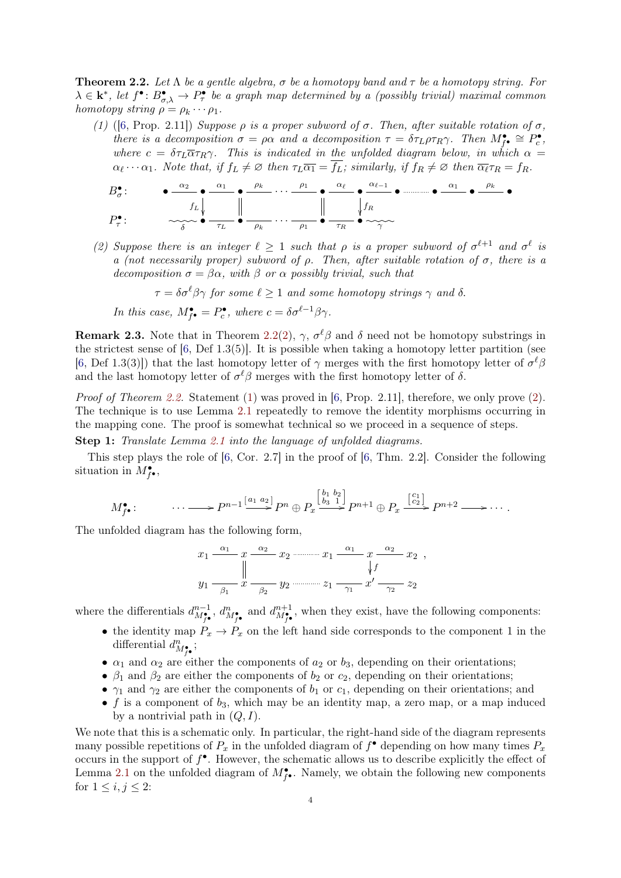**Theorem 2.2.** *Let $\Lambda$ be a gentle algebra, $\sigma$ be a homotopy band and $\tau$ be a homotopy string. For $\lambda \in \mathbf{k}^*$, let $f^\bullet \colon B^\bullet_{\sigma,\lambda} \to P^\bullet_\tau$ be a graph map determined by a (possibly trivial) maximal common homotopy string $\rho = \rho_k \cdots \rho_1$.*

*(1) ([6, Prop. 2.11]) Suppose $\rho$ is a proper subword of $\sigma$. Then, after suitable rotation of $\sigma$, there is a decomposition $\sigma = \rho\alpha$ and a decomposition $\tau = \delta\tau_L\rho\tau_R\gamma$. Then $M^\bullet_{f^\bullet} \cong P^\bullet_c$, where $c = \delta\tau_L\overline{\alpha}\tau_R\gamma$. This is indicated in the unfolded diagram below, in which $\alpha = \alpha_\ell \cdots \alpha_1$. Note that, if $f_L \neq \varnothing$ then $\tau_L\overline{\alpha_1} = \overline{f_L}$; similarly, if $f_R \neq \varnothing$ then $\overline{\alpha_\ell}\tau_R = f_R$.*

$$
\begin{array}{llllllllllllll}
B^\bullet_\sigma: & \bullet \xrightarrow{\alpha_2} & \bullet \xrightarrow{\alpha_1} & \bullet \xrightarrow{\rho_k} & \cdots \xrightarrow{\rho_1} & \bullet \xrightarrow{\alpha_\ell} & \bullet \xrightarrow{\alpha_{\ell-1}} & \bullet \cdots\cdots & \bullet \xrightarrow{\alpha_1} & \bullet \xrightarrow{\rho_k} & \bullet \\
& & \downarrow f_L & \Vert & & \Vert & \downarrow f_R & & & & \\
P^\bullet_\tau: & \overset{\delta}{\sim\sim} & \bullet \xrightarrow{\tau_L} & \bullet \xrightarrow{\rho_k} & \cdots \xrightarrow{\rho_1} & \bullet \xrightarrow{\tau_R} & \bullet \overset{\gamma}{\sim\sim} & & & &
\end{array}
$$

*(2) Suppose there is an integer $\ell \geq 1$ such that $\rho$ is a proper subword of $\sigma^{\ell+1}$ and $\sigma^\ell$ is a (not necessarily proper) subword of $\rho$. Then, after suitable rotation of $\sigma$, there is a decomposition $\sigma = \beta\alpha$, with $\beta$ or $\alpha$ possibly trivial, such that*

$$\tau = \delta\sigma^\ell\beta\gamma \text{ for some } \ell \geq 1 \text{ and some homotopy strings } \gamma \text{ and } \delta.$$

*In this case, $M^\bullet_{f^\bullet} = P^\bullet_c$, where $c = \delta\sigma^{\ell-1}\beta\gamma$.*

**Remark 2.3.** Note that in Theorem 2.2(2), $\gamma$, $\sigma^\ell\beta$ and $\delta$ need not be homotopy substrings in the strictest sense of [6, Def 1.3(5)]. It is possible when taking a homotopy letter partition (see [6, Def 1.3(3)]) that the last homotopy letter of $\gamma$ merges with the first homotopy letter of $\sigma^\ell\beta$ and the last homotopy letter of $\sigma^\ell\beta$ merges with the first homotopy letter of $\delta$.

*Proof of Theorem 2.2.* Statement (1) was proved in [6, Prop. 2.11], therefore, we only prove (2). The technique is to use Lemma 2.1 repeatedly to remove the identity morphisms occurring in the mapping cone. The proof is somewhat technical so we proceed in a sequence of steps.

**Step 1:** *Translate Lemma 2.1 into the language of unfolded diagrams.*

This step plays the role of [6, Cor. 2.7] in the proof of [6, Thm. 2.2]. Consider the following situation in $M^\bullet_{f^\bullet}$,

$$M^\bullet_{f^\bullet}: \qquad \cdots \longrightarrow P^{n-1} \xrightarrow{\left[\begin{smallmatrix} a_1 & a_2 \end{smallmatrix}\right]} P^n \oplus P_x \xrightarrow{\left[\begin{smallmatrix} b_1 & b_2 \\ b_3 & 1 \end{smallmatrix}\right]} P^{n+1} \oplus P_x \xrightarrow{\left[\begin{smallmatrix} c_1 \\ c_2 \end{smallmatrix}\right]} P^{n+2} \longrightarrow \cdots .$$

The unfolded diagram has the following form,

$$
\begin{array}{ccccccc}
x_1 \overset{\alpha_1}{\text{———}} & x & \overset{\alpha_2}{\text{———}} x_2 \cdots\cdots x_1 \overset{\alpha_1}{\text{———}} & x & \overset{\alpha_2}{\text{———}} x_2 \ , \\
& \Vert & & \downarrow f & \\
y_1 \underset{\beta_1}{\text{———}} & x & \underset{\beta_2}{\text{———}} y_2 \cdots\cdots z_1 \underset{\gamma_1}{\text{———}} & x' & \underset{\gamma_2}{\text{———}} z_2
\end{array}
$$

where the differentials $d^{n-1}_{M^\bullet_{f^\bullet}}$, $d^n_{M^\bullet_{f^\bullet}}$ and $d^{n+1}_{M^\bullet_{f^\bullet}}$, when they exist, have the following components:

- the identity map $P_x \to P_x$ on the left hand side corresponds to the component 1 in the differential $d^n_{M^\bullet_{f^\bullet}}$;
- $\alpha_1$ and $\alpha_2$ are either the components of $a_2$ or $b_3$, depending on their orientations;
- $\beta_1$ and $\beta_2$ are either the components of $b_2$ or $c_2$, depending on their orientations;
- $\gamma_1$ and $\gamma_2$ are either the components of $b_1$ or $c_1$, depending on their orientations; and
- $f$ is a component of $b_3$, which may be an identity map, a zero map, or a map induced by a nontrivial path in $(Q, I)$.

We note that this is a schematic only. In particular, the right-hand side of the diagram represents many possible repetitions of $P_x$ in the unfolded diagram of $f^\bullet$ depending on how many times $P_x$ occurs in the support of $f^\bullet$. However, the schematic allows us to describe explicitly the effect of Lemma 2.1 on the unfolded diagram of $M^\bullet_{f^\bullet}$. Namely, we obtain the following new components for $1 \leq i, j \leq 2$: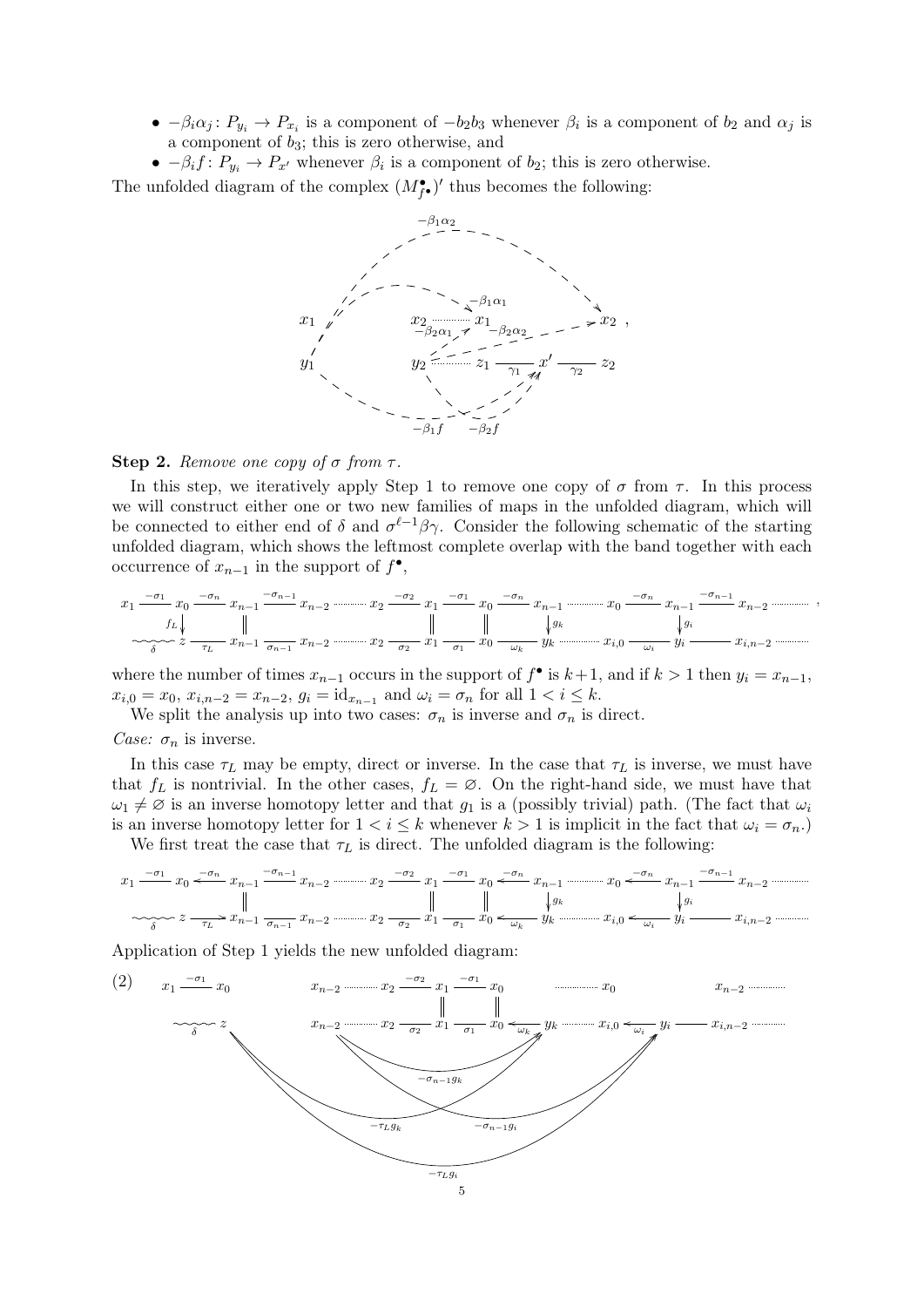- $-\beta_i\alpha_j \colon P_{y_i} \to P_{x_i}$ is a component of $-b_2b_3$ whenever $\beta_i$ is a component of $b_2$ and $\alpha_j$ is a component of $b_3$; this is zero otherwise, and
- $-\beta_i f \colon P_{y_i} \to P_{x'}$ whenever $\beta_i$ is a component of $b_2$; this is zero otherwise.

The unfolded diagram of the complex $(M^\bullet_{f^\bullet})'$ thus becomes the following:

$$
\begin{array}{ccccccc}
x_1 & & x_2 \cdots\cdots x_1 & & & & x_2 \\
y_1 & & y_2 \cdots\cdots z_1 & \xrightarrow{\gamma_1} & x' & \xrightarrow{\gamma_2} & z_2
\end{array}
$$

with dashed maps $-\beta_1\alpha_2$, $-\beta_1\alpha_1$, $-\beta_2\alpha_1$, $-\beta_2\alpha_2$, $-\beta_1 f$, $-\beta_2 f$.

**Step 2.** *Remove one copy of $\sigma$ from $\tau$.*

In this step, we iteratively apply Step 1 to remove one copy of $\sigma$ from $\tau$. In this process we will construct either one or two new families of maps in the unfolded diagram, which will be connected to either end of $\delta$ and $\sigma^{\ell-1}\beta\gamma$. Consider the following schematic of the starting unfolded diagram, which shows the leftmost complete overlap with the band together with each occurrence of $x_{n-1}$ in the support of $f^\bullet$,

$$
\begin{array}{l}
x_1 \xrightarrow{-\sigma_1} x_0 \xrightarrow{-\sigma_n} x_{n-1} \xrightarrow{-\sigma_{n-1}} x_{n-2} \cdots\cdots x_2 \xrightarrow{-\sigma_2} x_1 \xrightarrow{-\sigma_1} x_0 \xrightarrow{-\sigma_n} x_{n-1} \cdots\cdots x_0 \xrightarrow{-\sigma_n} x_{n-1} \xrightarrow{-\sigma_{n-1}} x_{n-2} \cdots\cdots \\
\quad\ \ \downarrow f_L \qquad\quad \| \qquad\qquad\qquad\qquad\quad \| \qquad \| \qquad\quad \downarrow g_k \qquad\qquad\quad \downarrow g_i \\
\overset{\sim\sim}{\delta}\ z \xrightarrow{\tau_L} x_{n-1} \xrightarrow{\sigma_{n-1}} x_{n-2} \cdots\cdots x_2 \xrightarrow{\sigma_2} x_1 \xrightarrow{\sigma_1} x_0 \xrightarrow{\omega_k} y_k \cdots\cdots x_{i,0} \xrightarrow{\omega_i} y_i \longrightarrow x_{i,n-2} \cdots\cdots
\end{array}
$$

where the number of times $x_{n-1}$ occurs in the support of $f^\bullet$ is $k+1$, and if $k > 1$ then $y_i = x_{n-1}$, $x_{i,0} = x_0$, $x_{i,n-2} = x_{n-2}$, $g_i = \mathrm{id}_{x_{n-1}}$ and $\omega_i = \sigma_n$ for all $1 < i \leq k$.

We split the analysis up into two cases: $\sigma_n$ is inverse and $\sigma_n$ is direct.

*Case: $\sigma_n$ is inverse.*

In this case $\tau_L$ may be empty, direct or inverse. In the case that $\tau_L$ is inverse, we must have that $f_L$ is nontrivial. In the other cases, $f_L = \varnothing$. On the right-hand side, we must have that $\omega_1 \neq \varnothing$ is an inverse homotopy letter and that $g_1$ is a (possibly trivial) path. (The fact that $\omega_i$ is an inverse homotopy letter for $1 < i \leq k$ whenever $k > 1$ is implicit in the fact that $\omega_i = \sigma_n$.)

We first treat the case that $\tau_L$ is direct. The unfolded diagram is the following:

$$
\begin{array}{l}
x_1 \xrightarrow{-\sigma_1} x_0 \xleftarrow{-\sigma_n} x_{n-1} \xrightarrow{-\sigma_{n-1}} x_{n-2} \cdots\cdots x_2 \xrightarrow{-\sigma_2} x_1 \xrightarrow{-\sigma_1} x_0 \xleftarrow{-\sigma_n} x_{n-1} \cdots\cdots x_0 \xleftarrow{-\sigma_n} x_{n-1} \xrightarrow{-\sigma_{n-1}} x_{n-2} \cdots\cdots \\
\qquad\qquad\qquad\quad \| \qquad\qquad\qquad\qquad\qquad \| \qquad \| \qquad\quad \downarrow g_k \qquad\qquad\quad \downarrow g_i \\
\overset{\sim\sim}{\delta}\ z \xrightarrow{\tau_L} x_{n-1} \xrightarrow{\sigma_{n-1}} x_{n-2} \cdots\cdots x_2 \xrightarrow{\sigma_2} x_1 \xrightarrow{\sigma_1} x_0 \xleftarrow{\omega_k} y_k \cdots\cdots x_{i,0} \xleftarrow{\omega_i} y_i \longrightarrow x_{i,n-2} \cdots\cdots
\end{array}
$$

Application of Step 1 yields the new unfolded diagram:

$$
(2) \qquad
\begin{array}{l}
x_1 \xrightarrow{-\sigma_1} x_0 \qquad\qquad x_{n-2} \cdots\cdots x_2 \xrightarrow{-\sigma_2} x_1 \xrightarrow{-\sigma_1} x_0 \qquad\qquad \cdots\cdots x_0 \qquad\qquad x_{n-2} \cdots\cdots \\
\qquad\qquad\qquad\qquad\qquad\qquad\qquad\qquad\quad \| \qquad \| \\
\overset{\sim\sim}{\delta}\ z \qquad\qquad\qquad x_{n-2} \cdots\cdots x_2 \xrightarrow{\sigma_2} x_1 \xrightarrow{\sigma_1} x_0 \xleftarrow{\omega_k} y_k \cdots\cdots x_{i,0} \xleftarrow{\omega_i} y_i \longrightarrow x_{i,n-2} \cdots\cdots
\end{array}
$$

with new maps $-\sigma_{n-1}g_k$, $-\tau_L g_k$, $-\sigma_{n-1}g_i$, $-\tau_L g_i$.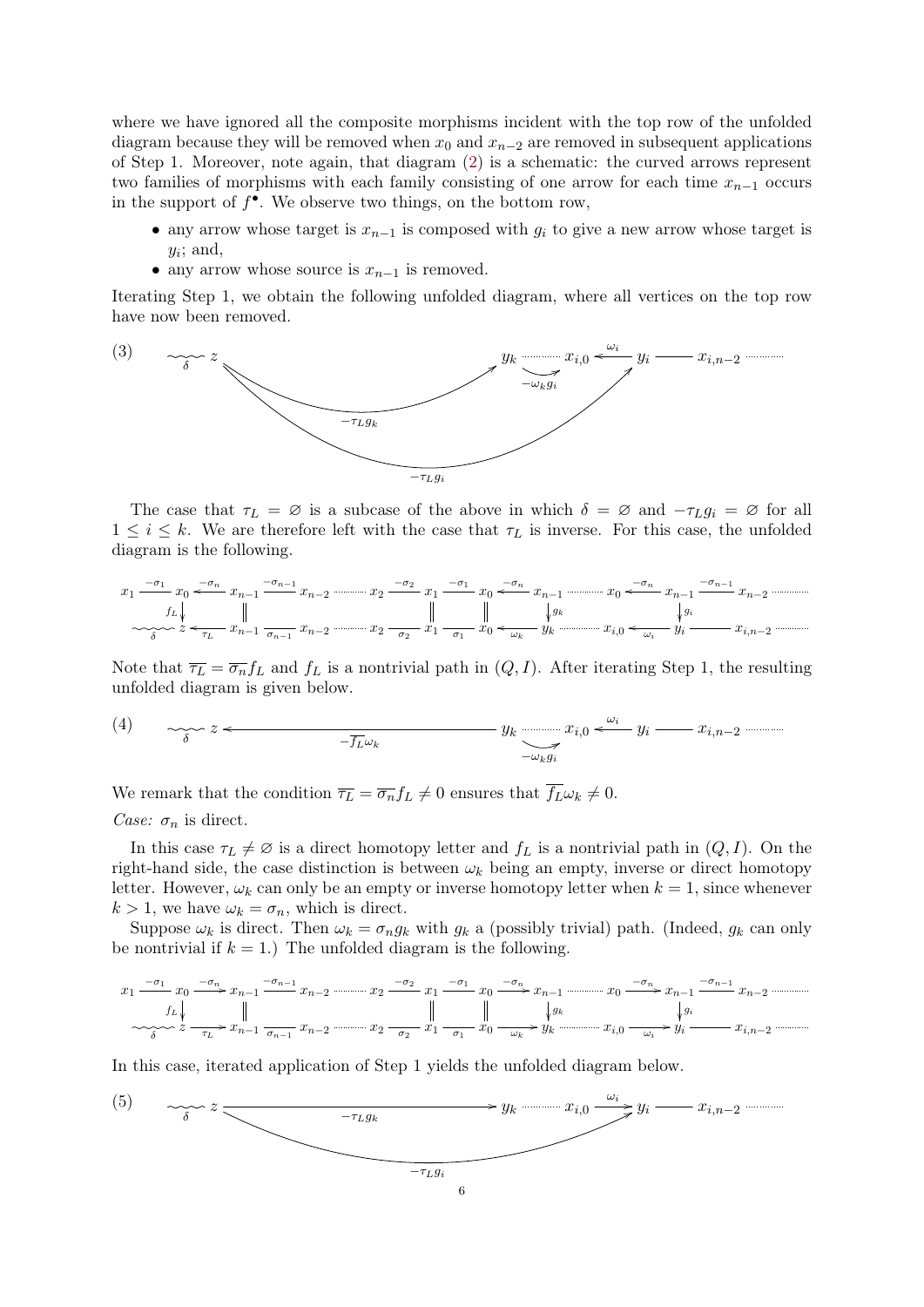where we have ignored all the composite morphisms incident with the top row of the unfolded diagram because they will be removed when $x_0$ and $x_{n-2}$ are removed in subsequent applications of Step 1. Moreover, note again, that diagram (2) is a schematic: the curved arrows represent two families of morphisms with each family consisting of one arrow for each time $x_{n-1}$ occurs in the support of $f^\bullet$. We observe two things, on the bottom row,

- any arrow whose target is $x_{n-1}$ is composed with $g_i$ to give a new arrow whose target is $y_i$; and,
- any arrow whose source is $x_{n-1}$ is removed.

Iterating Step 1, we obtain the following unfolded diagram, where all vertices on the top row have now been removed.

$$\text{(3)} \qquad \underset{\delta}{\rightsquigarrow} z \quad \cdots \quad y_k \cdots\cdots x_{i,0} \xleftarrow{\omega_i} y_i \longrightarrow x_{i,n-2} \cdots\cdots$$

with curved arrows $-\tau_L g_k : z \to y_k$, $-\tau_L g_i : z \to y_i$ and $-\omega_k g_i : x_{i,0} \to y_i$.

The case that $\tau_L = \varnothing$ is a subcase of the above in which $\delta = \varnothing$ and $-\tau_L g_i = \varnothing$ for all $1 \leq i \leq k$. We are therefore left with the case that $\tau_L$ is inverse. For this case, the unfolded diagram is the following.

$$\begin{array}{ccccccccccccccccccc}
x_1 & \xrightarrow{-\sigma_1} & x_0 & \xleftarrow{-\sigma_n} & x_{n-1} & \xrightarrow{-\sigma_{n-1}} & x_{n-2} & \cdots & x_2 & \xrightarrow{-\sigma_2} & x_1 & \xrightarrow{-\sigma_1} & x_0 & \xleftarrow{-\sigma_n} & x_{n-1} & \cdots & x_0 & \xleftarrow{-\sigma_n} x_{n-1} \xrightarrow{-\sigma_{n-1}} & x_{n-2} \cdots \\
 & & \downarrow f_L & & \| & & & & & & \| & & \| & & \downarrow g_k & & & \downarrow g_i & \\
\underset{\delta}{\rightsquigarrow} & & z & \xleftarrow{\tau_L} & x_{n-1} & \xrightarrow{\sigma_{n-1}} & x_{n-2} & \cdots & x_2 & \xrightarrow{\sigma_2} & x_1 & \xrightarrow{\sigma_1} & x_0 & \xleftarrow{\omega_k} & y_k & \cdots & x_{i,0} & \xleftarrow{\omega_i} y_i \longrightarrow & x_{i,n-2} \cdots
\end{array}$$

Note that $\overline{\tau_L} = \overline{\sigma_n} f_L$ and $f_L$ is a nontrivial path in $(Q, I)$. After iterating Step 1, the resulting unfolded diagram is given below.

$$\text{(4)} \qquad \underset{\delta}{\rightsquigarrow} z \xleftarrow{-\overline{f_L}\omega_k} y_k \cdots\cdots x_{i,0} \xleftarrow{\omega_i} y_i \longrightarrow x_{i,n-2} \cdots\cdots$$

with curved arrow $-\omega_k g_i : x_{i,0} \to y_i$.

We remark that the condition $\overline{\tau_L} = \overline{\sigma_n} f_L \neq 0$ ensures that $\overline{f_L}\omega_k \neq 0$.

*Case: $\sigma_n$ is direct.*

In this case $\tau_L \neq \varnothing$ is a direct homotopy letter and $f_L$ is a nontrivial path in $(Q, I)$. On the right-hand side, the case distinction is between $\omega_k$ being an empty, inverse or direct homotopy letter. However, $\omega_k$ can only be an empty or inverse homotopy letter when $k = 1$, since whenever $k > 1$, we have $\omega_k = \sigma_n$, which is direct.

Suppose $\omega_k$ is direct. Then $\omega_k = \sigma_n g_k$ with $g_k$ a (possibly trivial) path. (Indeed, $g_k$ can only be nontrivial if $k = 1$.) The unfolded diagram is the following.

$$\begin{array}{ccccccccccccccccccc}
x_1 & \xrightarrow{-\sigma_1} & x_0 & \xrightarrow{-\sigma_n} & x_{n-1} & \xrightarrow{-\sigma_{n-1}} & x_{n-2} & \cdots & x_2 & \xrightarrow{-\sigma_2} & x_1 & \xrightarrow{-\sigma_1} & x_0 & \xrightarrow{-\sigma_n} & x_{n-1} & \cdots & x_0 & \xrightarrow{-\sigma_n} x_{n-1} \xrightarrow{-\sigma_{n-1}} & x_{n-2} \cdots \\
 & & \downarrow f_L & & \| & & & & & & \| & & \| & & \downarrow g_k & & & \downarrow g_i & \\
\underset{\delta}{\rightsquigarrow} & & z & \xrightarrow{\tau_L} & x_{n-1} & \xrightarrow{\sigma_{n-1}} & x_{n-2} & \cdots & x_2 & \xrightarrow{\sigma_2} & x_1 & \xrightarrow{\sigma_1} & x_0 & \xrightarrow{\omega_k} & y_k & \cdots & x_{i,0} & \xrightarrow{\omega_i} y_i \longrightarrow & x_{i,n-2} \cdots
\end{array}$$

In this case, iterated application of Step 1 yields the unfolded diagram below.

$$\text{(5)} \qquad \underset{\delta}{\rightsquigarrow} z \xrightarrow{-\tau_L g_k} y_k \cdots\cdots x_{i,0} \xrightarrow{\omega_i} y_i \longrightarrow x_{i,n-2} \cdots\cdots$$

with curved arrow $-\tau_L g_i : z \to y_i$.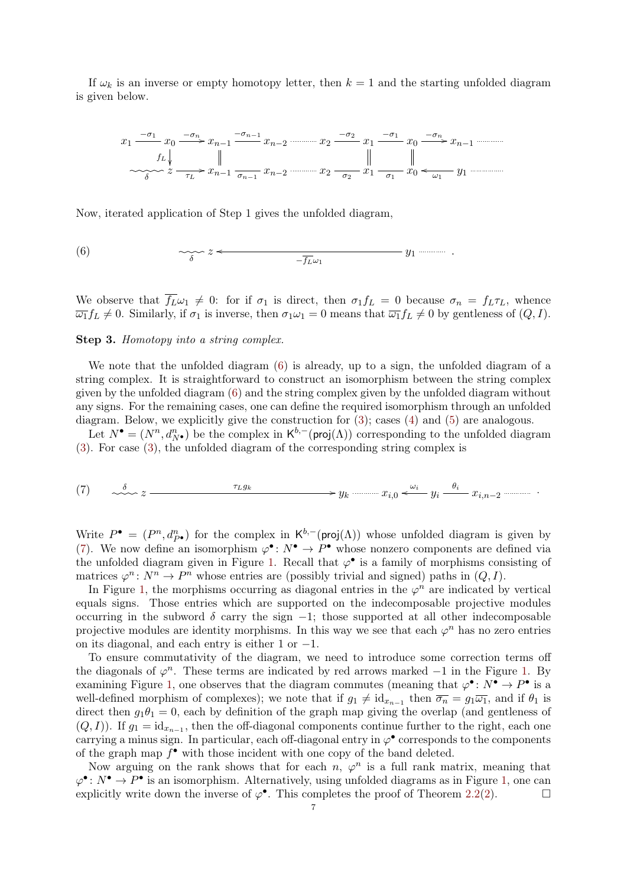If $\omega_k$ is an inverse or empty homotopy letter, then $k = 1$ and the starting unfolded diagram is given below.

$$\begin{array}{ccccccccccccccc}
x_1 & \xrightarrow{-\sigma_1} & x_0 & \xrightarrow{-\sigma_n} & x_{n-1} & \xrightarrow{-\sigma_{n-1}} & x_{n-2} & \cdots\cdots & x_2 & \xrightarrow{-\sigma_2} & x_1 & \xrightarrow{-\sigma_1} & x_0 & \xrightarrow{-\sigma_n} & x_{n-1} \cdots\cdots \\
{\scriptstyle f_L}\downarrow & & & & \| & & & & & & \| & & \| & & \\
\underset{\delta}{\sim\sim\sim} z & & \xrightarrow[\tau_L]{} & & x_{n-1} & \xrightarrow[\sigma_{n-1}]{} & x_{n-2} & \cdots\cdots & x_2 & \xrightarrow[\sigma_2]{} & x_1 & \xrightarrow[\sigma_1]{} & x_0 & \xleftarrow[\omega_1]{} & y_1 \cdots\cdots
\end{array}$$

Now, iterated application of Step 1 gives the unfolded diagram,

$$\underset{\delta}{\sim\sim\sim} z \xleftarrow[-\overline{f_L}\omega_1]{\qquad\qquad\qquad} y_1 \cdots\cdots . \tag{6}$$

We observe that $\overline{f_L}\omega_1 \neq 0$: for if $\sigma_1$ is direct, then $\sigma_1 f_L = 0$ because $\sigma_n = f_L \tau_L$, whence $\overline{\omega_1} f_L \neq 0$. Similarly, if $\sigma_1$ is inverse, then $\sigma_1 \omega_1 = 0$ means that $\overline{\omega_1} f_L \neq 0$ by gentleness of $(Q, I)$.

**Step 3.** *Homotopy into a string complex.*

We note that the unfolded diagram (6) is already, up to a sign, the unfolded diagram of a string complex. It is straightforward to construct an isomorphism between the string complex given by the unfolded diagram (6) and the string complex given by the unfolded diagram without any signs. For the remaining cases, one can define the required isomorphism through an unfolded diagram. Below, we explicitly give the construction for (3); cases (4) and (5) are analogous.

Let $N^\bullet = (N^n, d^n_{N^\bullet})$ be the complex in $\mathsf{K}^{b,-}(\mathsf{proj}(\Lambda))$ corresponding to the unfolded diagram (3). For case (3), the unfolded diagram of the corresponding string complex is

$$\underset{}{\overset{\delta}{\sim\sim\sim}} z \xrightarrow{\qquad\qquad \tau_L g_k \qquad\qquad} y_k \cdots\cdots x_{i,0} \xleftarrow{\omega_i} y_i \xrightarrow{\theta_i} x_{i,n-2} \cdots\cdots . \tag{7}$$

Write $P^\bullet = (P^n, d^n_{P^\bullet})$ for the complex in $\mathsf{K}^{b,-}(\mathsf{proj}(\Lambda))$ whose unfolded diagram is given by (7). We now define an isomorphism $\varphi^\bullet \colon N^\bullet \to P^\bullet$ whose nonzero components are defined via the unfolded diagram given in Figure 1. Recall that $\varphi^\bullet$ is a family of morphisms consisting of matrices $\varphi^n \colon N^n \to P^n$ whose entries are (possibly trivial and signed) paths in $(Q, I)$.

In Figure 1, the morphisms occurring as diagonal entries in the $\varphi^n$ are indicated by vertical equals signs. Those entries which are supported on the indecomposable projective modules occurring in the subword $\delta$ carry the sign $-1$; those supported at all other indecomposable projective modules are identity morphisms. In this way we see that each $\varphi^n$ has no zero entries on its diagonal, and each entry is either 1 or $-1$.

To ensure commutativity of the diagram, we need to introduce some correction terms off the diagonals of $\varphi^n$. These terms are indicated by red arrows marked $-1$ in the Figure 1. By examining Figure 1, one observes that the diagram commutes (meaning that $\varphi^\bullet \colon N^\bullet \to P^\bullet$ is a well-defined morphism of complexes); we note that if $g_1 \neq \mathrm{id}_{x_{n-1}}$ then $\overline{\sigma_n} = g_1 \overline{\omega_1}$, and if $\theta_1$ is direct then $g_1 \theta_1 = 0$, each by definition of the graph map giving the overlap (and gentleness of $(Q, I)$). If $g_1 = \mathrm{id}_{x_{n-1}}$, then the off-diagonal components continue further to the right, each one carrying a minus sign. In particular, each off-diagonal entry in $\varphi^\bullet$ corresponds to the components of the graph map $f^\bullet$ with those incident with one copy of the band deleted.

Now arguing on the rank shows that for each $n$, $\varphi^n$ is a full rank matrix, meaning that $\varphi^\bullet \colon N^\bullet \to P^\bullet$ is an isomorphism. Alternatively, using unfolded diagrams as in Figure 1, one can explicitly write down the inverse of $\varphi^\bullet$. This completes the proof of Theorem 2.2(2). □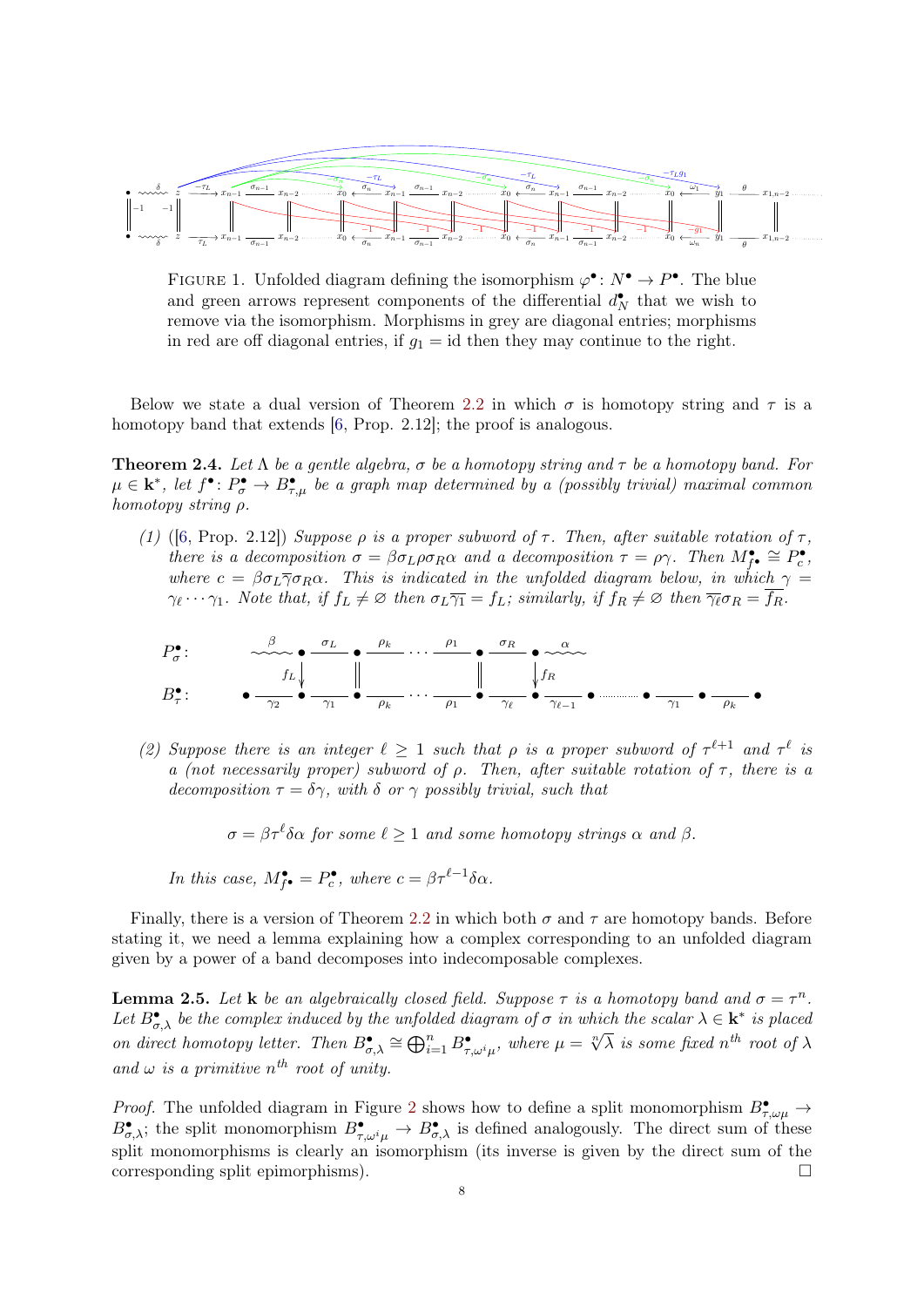FIGURE 1. Unfolded diagram defining the isomorphism $\varphi^\bullet\colon N^\bullet \to P^\bullet$. The blue and green arrows represent components of the differential $d_N^\bullet$ that we wish to remove via the isomorphism. Morphisms in grey are diagonal entries; morphisms in red are off diagonal entries, if $g_1 = \mathrm{id}$ then they may continue to the right.

Below we state a dual version of Theorem 2.2 in which $\sigma$ is homotopy string and $\tau$ is a homotopy band that extends [6, Prop. 2.12]; the proof is analogous.

**Theorem 2.4.** *Let $\Lambda$ be a gentle algebra, $\sigma$ be a homotopy string and $\tau$ be a homotopy band. For $\mu \in \mathbf{k}^*$, let $f^\bullet\colon P_\sigma^\bullet \to B_{\tau,\mu}^\bullet$ be a graph map determined by a (possibly trivial) maximal common homotopy string $\rho$.*

*(1)* ([6, Prop. 2.12]) *Suppose $\rho$ is a proper subword of $\tau$. Then, after suitable rotation of $\tau$, there is a decomposition $\sigma = \beta\sigma_L\rho\sigma_R\alpha$ and a decomposition $\tau = \rho\gamma$. Then $M_{f^\bullet}^\bullet \cong P_c^\bullet$, where $c = \beta\sigma_L\overline{\gamma}\sigma_R\alpha$. This is indicated in the unfolded diagram below, in which $\gamma = \gamma_\ell \cdots \gamma_1$. Note that, if $f_L \neq \varnothing$ then $\sigma_L\overline{\gamma_1} = f_L$; similarly, if $f_R \neq \varnothing$ then $\overline{\gamma_\ell}\sigma_R = \overline{f_R}$.*

$$
\begin{array}{llllllllllllll}
P_\sigma^\bullet: & \overset{\beta}{\rightsquigarrow} \bullet & \overset{\sigma_L}{\text{---}} & \bullet & \overset{\rho_k}{\text{---}} \cdots \overset{\rho_1}{\text{---}} & \bullet & \overset{\sigma_R}{\text{---}} & \bullet \overset{\alpha}{\rightsquigarrow} & & & & & \\
 & & & \downarrow f_L & \| & \| & & \downarrow f_R & & & & & \\
B_\tau^\bullet: & \bullet \underset{\gamma_2}{\text{---}} & \bullet & \underset{\gamma_1}{\text{---}} \bullet & \underset{\rho_k}{\text{---}} \cdots \underset{\rho_1}{\text{---}} & \bullet & \underset{\gamma_\ell}{\text{---}} & \bullet \underset{\gamma_{\ell-1}}{\text{---}} & \bullet \cdots & \bullet & \underset{\gamma_1}{\text{---}} & \bullet & \underset{\rho_k}{\text{---}} & \bullet
\end{array}
$$

*(2) Suppose there is an integer $\ell \geq 1$ such that $\rho$ is a proper subword of $\tau^{\ell+1}$ and $\tau^\ell$ is a (not necessarily proper) subword of $\rho$. Then, after suitable rotation of $\tau$, there is a decomposition $\tau = \delta\gamma$, with $\delta$ or $\gamma$ possibly trivial, such that*

$$\sigma = \beta\tau^\ell\delta\alpha \text{ for some } \ell \geq 1 \text{ and some homotopy strings } \alpha \text{ and } \beta.$$

*In this case, $M_{f^\bullet}^\bullet = P_c^\bullet$, where $c = \beta\tau^{\ell-1}\delta\alpha$.*

Finally, there is a version of Theorem 2.2 in which both $\sigma$ and $\tau$ are homotopy bands. Before stating it, we need a lemma explaining how a complex corresponding to an unfolded diagram given by a power of a band decomposes into indecomposable complexes.

**Lemma 2.5.** *Let $\mathbf{k}$ be an algebraically closed field. Suppose $\tau$ is a homotopy band and $\sigma = \tau^n$. Let $B_{\sigma,\lambda}^\bullet$ be the complex induced by the unfolded diagram of $\sigma$ in which the scalar $\lambda \in \mathbf{k}^*$ is placed on direct homotopy letter. Then $B_{\sigma,\lambda}^\bullet \cong \bigoplus_{i=1}^n B_{\tau,\omega^i\mu}^\bullet$, where $\mu = \sqrt[n]{\lambda}$ is some fixed $n^{th}$ root of $\lambda$ and $\omega$ is a primitive $n^{th}$ root of unity.*

*Proof.* The unfolded diagram in Figure 2 shows how to define a split monomorphism $B_{\tau,\omega\mu}^\bullet \to B_{\sigma,\lambda}^\bullet$; the split monomorphism $B_{\tau,\omega^i\mu}^\bullet \to B_{\sigma,\lambda}^\bullet$ is defined analogously. The direct sum of these split monomorphisms is clearly an isomorphism (its inverse is given by the direct sum of the corresponding split epimorphisms). $\square$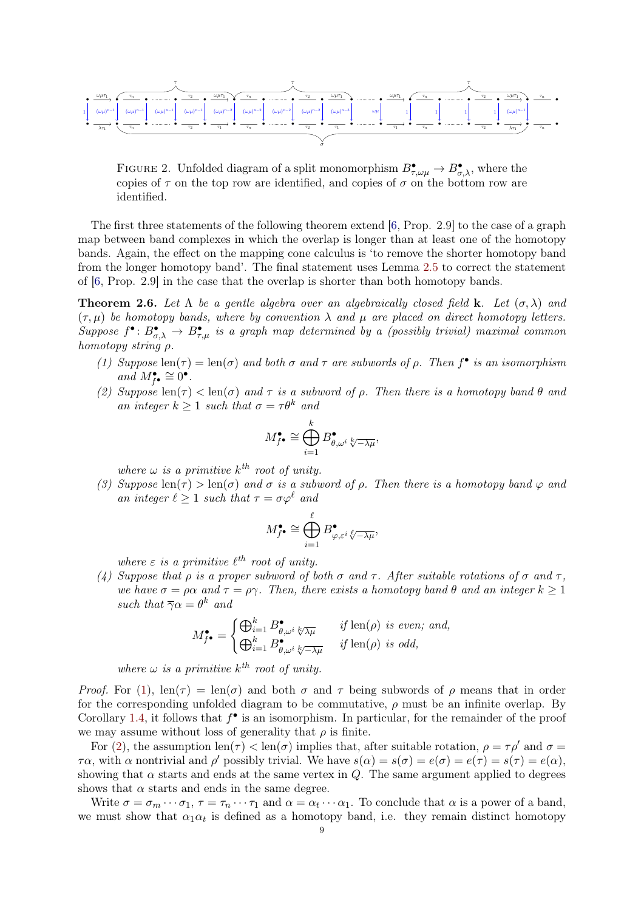FIGURE 2. Unfolded diagram of a split monomorphism $B^\bullet_{\tau,\omega\mu} \to B^\bullet_{\sigma,\lambda}$, where the copies of $\tau$ on the top row are identified, and copies of $\sigma$ on the bottom row are identified.

The first three statements of the following theorem extend [6, Prop. 2.9] to the case of a graph map between band complexes in which the overlap is longer than at least one of the homotopy bands. Again, the effect on the mapping cone calculus is 'to remove the shorter homotopy band from the longer homotopy band'. The final statement uses Lemma 2.5 to correct the statement of [6, Prop. 2.9] in the case that the overlap is shorter than both homotopy bands.

**Theorem 2.6.** *Let $\Lambda$ be a gentle algebra over an algebraically closed field $\mathbf{k}$. Let $(\sigma, \lambda)$ and $(\tau, \mu)$ be homotopy bands, where by convention $\lambda$ and $\mu$ are placed on direct homotopy letters. Suppose $f^\bullet \colon B^\bullet_{\sigma,\lambda} \to B^\bullet_{\tau,\mu}$ is a graph map determined by a (possibly trivial) maximal common homotopy string $\rho$.*

1. *Suppose $\operatorname{len}(\tau) = \operatorname{len}(\sigma)$ and both $\sigma$ and $\tau$ are subwords of $\rho$. Then $f^\bullet$ is an isomorphism and $M^\bullet_{f^\bullet} \cong 0^\bullet$.*
2. *Suppose $\operatorname{len}(\tau) < \operatorname{len}(\sigma)$ and $\tau$ is a subword of $\rho$. Then there is a homotopy band $\theta$ and an integer $k \geq 1$ such that $\sigma = \tau\theta^k$ and*
$$M^\bullet_{f^\bullet} \cong \bigoplus_{i=1}^{k} B^\bullet_{\theta,\omega^i \sqrt[k]{-\lambda\mu}},$$
*where $\omega$ is a primitive $k^{th}$ root of unity.*
3. *Suppose $\operatorname{len}(\tau) > \operatorname{len}(\sigma)$ and $\sigma$ is a subword of $\rho$. Then there is a homotopy band $\varphi$ and an integer $\ell \geq 1$ such that $\tau = \sigma\varphi^\ell$ and*
$$M^\bullet_{f^\bullet} \cong \bigoplus_{i=1}^{\ell} B^\bullet_{\varphi,\varepsilon^i \sqrt[\ell]{-\lambda\mu}},$$
*where $\varepsilon$ is a primitive $\ell^{th}$ root of unity.*
4. *Suppose that $\rho$ is a proper subword of both $\sigma$ and $\tau$. After suitable rotations of $\sigma$ and $\tau$, we have $\sigma = \rho\alpha$ and $\tau = \rho\gamma$. Then, there exists a homotopy band $\theta$ and an integer $k \geq 1$ such that $\overline{\gamma}\alpha = \theta^k$ and*
$$M^\bullet_{f^\bullet} = \begin{cases} \bigoplus_{i=1}^{k} B^\bullet_{\theta,\omega^i \sqrt[k]{\lambda\mu}} & \text{if } \operatorname{len}(\rho) \text{ is even; and,} \\ \bigoplus_{i=1}^{k} B^\bullet_{\theta,\omega^i \sqrt[k]{-\lambda\mu}} & \text{if } \operatorname{len}(\rho) \text{ is odd,} \end{cases}$$
*where $\omega$ is a primitive $k^{th}$ root of unity.*

*Proof.* For (1), $\operatorname{len}(\tau) = \operatorname{len}(\sigma)$ and both $\sigma$ and $\tau$ being subwords of $\rho$ means that in order for the corresponding unfolded diagram to be commutative, $\rho$ must be an infinite overlap. By Corollary 1.4, it follows that $f^\bullet$ is an isomorphism. In particular, for the remainder of the proof we may assume without loss of generality that $\rho$ is finite.

For (2), the assumption $\operatorname{len}(\tau) < \operatorname{len}(\sigma)$ implies that, after suitable rotation, $\rho = \tau\rho'$ and $\sigma = \tau\alpha$, with $\alpha$ nontrivial and $\rho'$ possibly trivial. We have $s(\alpha) = s(\sigma) = e(\sigma) = e(\tau) = s(\tau) = e(\alpha)$, showing that $\alpha$ starts and ends at the same vertex in $Q$. The same argument applied to degrees shows that $\alpha$ starts and ends in the same degree.

Write $\sigma = \sigma_m \cdots \sigma_1$, $\tau = \tau_n \cdots \tau_1$ and $\alpha = \alpha_t \cdots \alpha_1$. To conclude that $\alpha$ is a power of a band, we must show that $\alpha_1\alpha_t$ is defined as a homotopy band, i.e. they remain distinct homotopy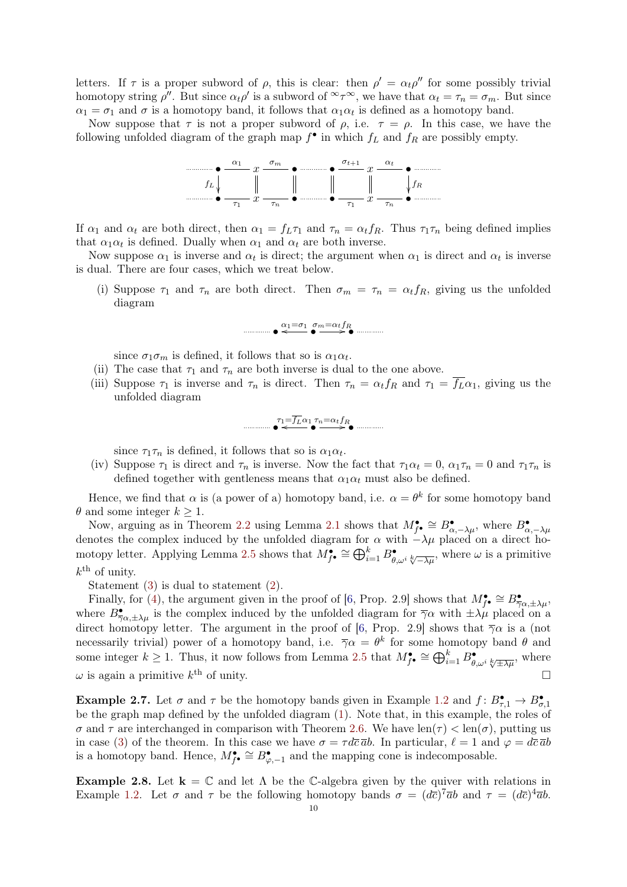letters. If $\tau$ is a proper subword of $\rho$, this is clear: then $\rho' = \alpha_t \rho''$ for some possibly trivial homotopy string $\rho''$. But since $\alpha_t \rho'$ is a subword of ${}^\infty\tau^\infty$, we have that $\alpha_t = \tau_n = \sigma_m$. But since $\alpha_1 = \sigma_1$ and $\sigma$ is a homotopy band, it follows that $\alpha_1\alpha_t$ is defined as a homotopy band.

Now suppose that $\tau$ is not a proper subword of $\rho$, i.e. $\tau = \rho$. In this case, we have the following unfolded diagram of the graph map $f^\bullet$ in which $f_L$ and $f_R$ are possibly empty.

$$\begin{array}{ccccccccccccc}
\cdots & \bullet & \xrightarrow{\alpha_1} & x & \xrightarrow{\sigma_m} & \bullet & \cdots & \bullet & \xrightarrow{\sigma_{t+1}} & x & \xrightarrow{\alpha_t} & \bullet & \cdots \\
& {\scriptstyle f_L}\downarrow & & \| & & \| & & \| & & \| & & \downarrow{\scriptstyle f_R} & \\
\cdots & \bullet & \xrightarrow[\tau_1]{} & x & \xrightarrow[\tau_n]{} & \bullet & \cdots & \bullet & \xrightarrow[\tau_1]{} & x & \xrightarrow[\tau_n]{} & \bullet & \cdots
\end{array}$$

If $\alpha_1$ and $\alpha_t$ are both direct, then $\alpha_1 = f_L\tau_1$ and $\tau_n = \alpha_t f_R$. Thus $\tau_1\tau_n$ being defined implies that $\alpha_1\alpha_t$ is defined. Dually when $\alpha_1$ and $\alpha_t$ are both inverse.

Now suppose $\alpha_1$ is inverse and $\alpha_t$ is direct; the argument when $\alpha_1$ is direct and $\alpha_t$ is inverse is dual. There are four cases, which we treat below.

(i) Suppose $\tau_1$ and $\tau_n$ are both direct. Then $\sigma_m = \tau_n = \alpha_t f_R$, giving us the unfolded diagram

$$\cdots\ \bullet \xleftarrow{\alpha_1=\sigma_1} \bullet \xrightarrow{\sigma_m=\alpha_t f_R} \bullet\ \cdots$$

since $\sigma_1\sigma_m$ is defined, it follows that so is $\alpha_1\alpha_t$.

(ii) The case that $\tau_1$ and $\tau_n$ are both inverse is dual to the one above.

(iii) Suppose $\tau_1$ is inverse and $\tau_n$ is direct. Then $\tau_n = \alpha_t f_R$ and $\tau_1 = \overline{f_L}\alpha_1$, giving us the unfolded diagram

$$\cdots\ \bullet \xleftarrow{\tau_1=\overline{f_L}\alpha_1} \bullet \xrightarrow{\tau_n=\alpha_t f_R} \bullet\ \cdots$$

since $\tau_1\tau_n$ is defined, it follows that so is $\alpha_1\alpha_t$.

(iv) Suppose $\tau_1$ is direct and $\tau_n$ is inverse. Now the fact that $\tau_1\alpha_t = 0$, $\alpha_1\tau_n = 0$ and $\tau_1\tau_n$ is defined together with gentleness means that $\alpha_1\alpha_t$ must also be defined.

Hence, we find that $\alpha$ is (a power of a) homotopy band, i.e. $\alpha = \theta^k$ for some homotopy band $\theta$ and some integer $k \geq 1$.

Now, arguing as in Theorem 2.2 using Lemma 2.1 shows that $M^\bullet_{f^\bullet} \cong B^\bullet_{\alpha,-\lambda\mu}$, where $B^\bullet_{\alpha,-\lambda\mu}$ denotes the complex induced by the unfolded diagram for $\alpha$ with $-\lambda\mu$ placed on a direct homotopy letter. Applying Lemma 2.5 shows that $M^\bullet_{f^\bullet} \cong \bigoplus_{i=1}^k B^\bullet_{\theta,\omega^i\sqrt[k]{-\lambda\mu}}$, where $\omega$ is a primitive $k^{\text{th}}$ of unity.

Statement (3) is dual to statement (2).

Finally, for (4), the argument given in the proof of [6, Prop. 2.9] shows that $M^\bullet_{f^\bullet} \cong B^\bullet_{\overline{\gamma}\alpha,\pm\lambda\mu}$, where $B^\bullet_{\overline{\gamma}\alpha,\pm\lambda\mu}$ is the complex induced by the unfolded diagram for $\overline{\gamma}\alpha$ with $\pm\lambda\mu$ placed on a direct homotopy letter. The argument in the proof of [6, Prop. 2.9] shows that $\overline{\gamma}\alpha$ is a (not necessarily trivial) power of a homotopy band, i.e. $\overline{\gamma}\alpha = \theta^k$ for some homotopy band $\theta$ and some integer $k \geq 1$. Thus, it now follows from Lemma 2.5 that $M^\bullet_{f^\bullet} \cong \bigoplus_{i=1}^k B^\bullet_{\theta,\omega^i\sqrt[k]{\pm\lambda\mu}}$, where $\omega$ is again a primitive $k^{\text{th}}$ of unity. □

**Example 2.7.** Let $\sigma$ and $\tau$ be the homotopy bands given in Example 1.2 and $f\colon B^\bullet_{\tau,1} \to B^\bullet_{\sigma,1}$ be the graph map defined by the unfolded diagram (1). Note that, in this example, the roles of $\sigma$ and $\tau$ are interchanged in comparison with Theorem 2.6. We have $\operatorname{len}(\tau) < \operatorname{len}(\sigma)$, putting us in case (3) of the theorem. In this case we have $\sigma = \tau d\overline{c}\,\overline{a}b$. In particular, $\ell = 1$ and $\varphi = d\overline{c}\,\overline{a}b$ is a homotopy band. Hence, $M^\bullet_{f^\bullet} \cong B^\bullet_{\varphi,-1}$ and the mapping cone is indecomposable.

**Example 2.8.** Let $\mathbf{k} = \mathbb{C}$ and let $\Lambda$ be the $\mathbb{C}$-algebra given by the quiver with relations in Example 1.2. Let $\sigma$ and $\tau$ be the following homotopy bands $\sigma = (d\overline{c})^7\overline{a}b$ and $\tau = (d\overline{c})^4\overline{a}b$.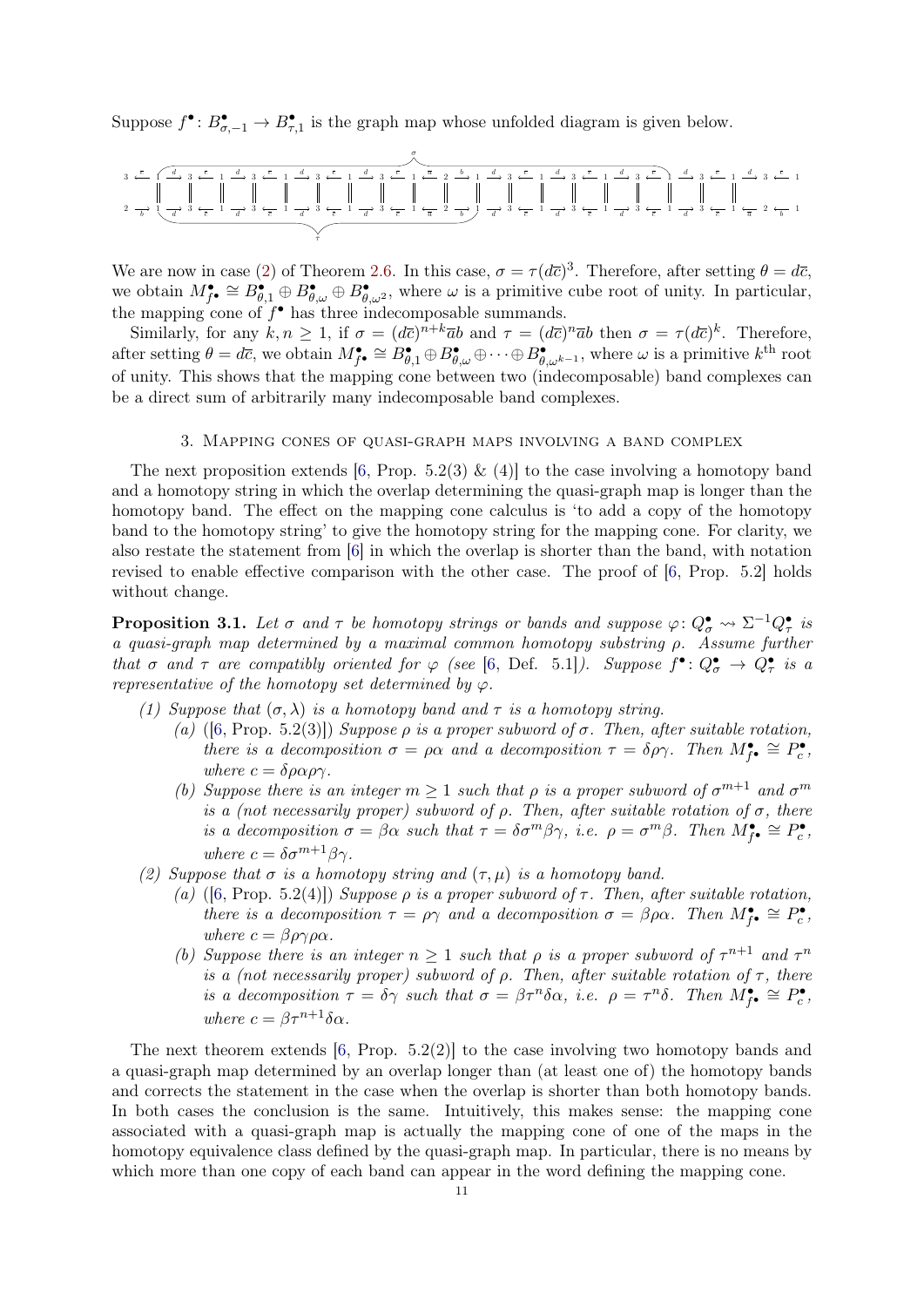Suppose $f^\bullet\colon B^\bullet_{\sigma,-1} \to B^\bullet_{\tau,1}$ is the graph map whose unfolded diagram is given below.

We are now in case (2) of Theorem 2.6. In this case, $\sigma = \tau(d\overline{c})^3$. Therefore, after setting $\theta = d\overline{c}$, we obtain $M^\bullet_{f^\bullet} \cong B^\bullet_{\theta,1} \oplus B^\bullet_{\theta,\omega} \oplus B^\bullet_{\theta,\omega^2}$, where $\omega$ is a primitive cube root of unity. In particular, the mapping cone of $f^\bullet$ has three indecomposable summands.

Similarly, for any $k, n \geq 1$, if $\sigma = (d\overline{c})^{n+k}\overline{a}b$ and $\tau = (d\overline{c})^n \overline{a}b$ then $\sigma = \tau(d\overline{c})^k$. Therefore, after setting $\theta = d\overline{c}$, we obtain $M^\bullet_{f^\bullet} \cong B^\bullet_{\theta,1} \oplus B^\bullet_{\theta,\omega} \oplus \cdots \oplus B^\bullet_{\theta,\omega^{k-1}}$, where $\omega$ is a primitive $k^{\text{th}}$ root of unity. This shows that the mapping cone between two (indecomposable) band complexes can be a direct sum of arbitrarily many indecomposable band complexes.

## 3. Mapping cones of quasi-graph maps involving a band complex

The next proposition extends [6, Prop. 5.2(3) & (4)] to the case involving a homotopy band and a homotopy string in which the overlap determining the quasi-graph map is longer than the homotopy band. The effect on the mapping cone calculus is 'to add a copy of the homotopy band to the homotopy string' to give the homotopy string for the mapping cone. For clarity, we also restate the statement from [6] in which the overlap is shorter than the band, with notation revised to enable effective comparison with the other case. The proof of [6, Prop. 5.2] holds without change.

**Proposition 3.1.** *Let $\sigma$ and $\tau$ be homotopy strings or bands and suppose $\varphi\colon Q^\bullet_\sigma \rightsquigarrow \Sigma^{-1}Q^\bullet_\tau$ is a quasi-graph map determined by a maximal common homotopy substring $\rho$. Assume further that $\sigma$ and $\tau$ are compatibly oriented for $\varphi$ (see [6, Def. 5.1]). Suppose $f^\bullet\colon Q^\bullet_\sigma \to Q^\bullet_\tau$ is a representative of the homotopy set determined by $\varphi$.*

*(1) Suppose that $(\sigma, \lambda)$ is a homotopy band and $\tau$ is a homotopy string.*

  *(a) ([6, Prop. 5.2(3)]) Suppose $\rho$ is a proper subword of $\sigma$. Then, after suitable rotation, there is a decomposition $\sigma = \rho\alpha$ and a decomposition $\tau = \delta\rho\gamma$. Then $M^\bullet_{f^\bullet} \cong P^\bullet_c$, where $c = \delta\rho\alpha\rho\gamma$.*

  *(b) Suppose there is an integer $m \geq 1$ such that $\rho$ is a proper subword of $\sigma^{m+1}$ and $\sigma^m$ is a (not necessarily proper) subword of $\rho$. Then, after suitable rotation of $\sigma$, there is a decomposition $\sigma = \beta\alpha$ such that $\tau = \delta\sigma^m\beta\gamma$, i.e. $\rho = \sigma^m\beta$. Then $M^\bullet_{f^\bullet} \cong P^\bullet_c$, where $c = \delta\sigma^{m+1}\beta\gamma$.*

*(2) Suppose that $\sigma$ is a homotopy string and $(\tau, \mu)$ is a homotopy band.*

  *(a) ([6, Prop. 5.2(4)]) Suppose $\rho$ is a proper subword of $\tau$. Then, after suitable rotation, there is a decomposition $\tau = \rho\gamma$ and a decomposition $\sigma = \beta\rho\alpha$. Then $M^\bullet_{f^\bullet} \cong P^\bullet_c$, where $c = \beta\rho\gamma\rho\alpha$.*

  *(b) Suppose there is an integer $n \geq 1$ such that $\rho$ is a proper subword of $\tau^{n+1}$ and $\tau^n$ is a (not necessarily proper) subword of $\rho$. Then, after suitable rotation of $\tau$, there is a decomposition $\tau = \delta\gamma$ such that $\sigma = \beta\tau^n\delta\alpha$, i.e. $\rho = \tau^n\delta$. Then $M^\bullet_{f^\bullet} \cong P^\bullet_c$, where $c = \beta\tau^{n+1}\delta\alpha$.*

The next theorem extends [6, Prop. 5.2(2)] to the case involving two homotopy bands and a quasi-graph map determined by an overlap longer than (at least one of) the homotopy bands and corrects the statement in the case when the overlap is shorter than both homotopy bands. In both cases the conclusion is the same. Intuitively, this makes sense: the mapping cone associated with a quasi-graph map is actually the mapping cone of one of the maps in the homotopy equivalence class defined by the quasi-graph map. In particular, there is no means by which more than one copy of each band can appear in the word defining the mapping cone.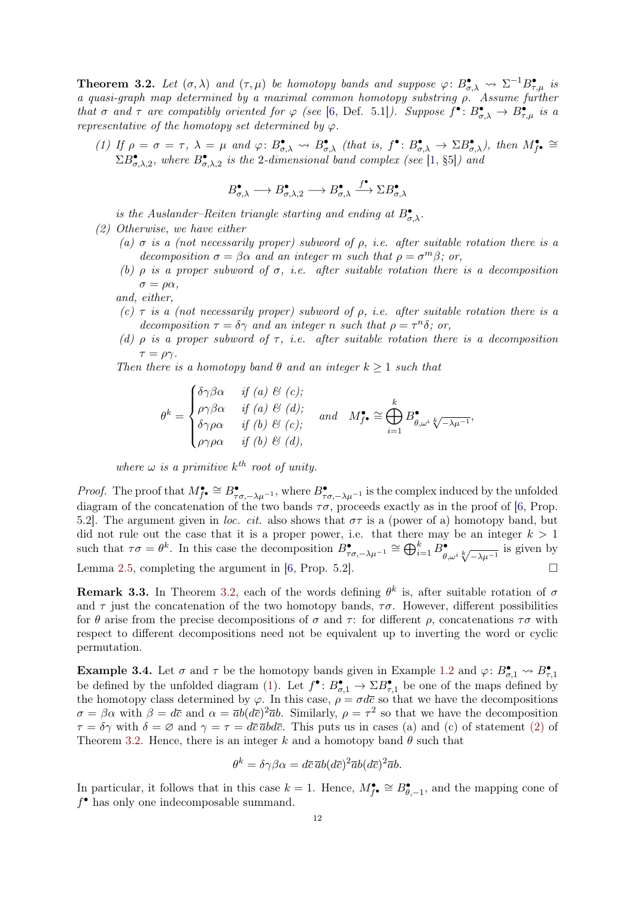**Theorem 3.2.** *Let $(\sigma,\lambda)$ and $(\tau,\mu)$ be homotopy bands and suppose $\varphi\colon B^\bullet_{\sigma,\lambda} \rightsquigarrow \Sigma^{-1}B^\bullet_{\tau,\mu}$ is a quasi-graph map determined by a maximal common homotopy substring $\rho$. Assume further that $\sigma$ and $\tau$ are compatibly oriented for $\varphi$ (see [6, Def. 5.1]). Suppose $f^\bullet\colon B^\bullet_{\sigma,\lambda} \to B^\bullet_{\tau,\mu}$ is a representative of the homotopy set determined by $\varphi$.*

*(1) If $\rho = \sigma = \tau$, $\lambda = \mu$ and $\varphi\colon B^\bullet_{\sigma,\lambda} \rightsquigarrow B^\bullet_{\sigma,\lambda}$ (that is, $f^\bullet\colon B^\bullet_{\sigma,\lambda} \to \Sigma B^\bullet_{\sigma,\lambda}$), then $M^\bullet_{f^\bullet} \cong \Sigma B^\bullet_{\sigma,\lambda,2}$, where $B^\bullet_{\sigma,\lambda,2}$ is the 2-dimensional band complex (see [1, §5]) and*

$$B^\bullet_{\sigma,\lambda} \longrightarrow B^\bullet_{\sigma,\lambda,2} \longrightarrow B^\bullet_{\sigma,\lambda} \xrightarrow{f^\bullet} \Sigma B^\bullet_{\sigma,\lambda}$$

*is the Auslander–Reiten triangle starting and ending at $B^\bullet_{\sigma,\lambda}$.*

*(2) Otherwise, we have either*

*(a) $\sigma$ is a (not necessarily proper) subword of $\rho$, i.e. after suitable rotation there is a decomposition $\sigma = \beta\alpha$ and an integer $m$ such that $\rho = \sigma^m\beta$; or,*

*(b) $\rho$ is a proper subword of $\sigma$, i.e. after suitable rotation there is a decomposition $\sigma = \rho\alpha$,*

*and, either,*

*(c) $\tau$ is a (not necessarily proper) subword of $\rho$, i.e. after suitable rotation there is a decomposition $\tau = \delta\gamma$ and an integer $n$ such that $\rho = \tau^n\delta$; or,*

*(d) $\rho$ is a proper subword of $\tau$, i.e. after suitable rotation there is a decomposition $\tau = \rho\gamma$.*

*Then there is a homotopy band $\theta$ and an integer $k \geq 1$ such that*

$$\theta^k = \begin{cases} \delta\gamma\beta\alpha & \text{if (a) \& (c);} \\ \rho\gamma\beta\alpha & \text{if (a) \& (d);} \\ \delta\gamma\rho\alpha & \text{if (b) \& (c);} \\ \rho\gamma\rho\alpha & \text{if (b) \& (d),} \end{cases} \quad \text{and} \quad M^\bullet_{f^\bullet} \cong \bigoplus_{i=1}^{k} B^\bullet_{\theta,\omega^i\sqrt[k]{-\lambda\mu^{-1}}},$$

*where $\omega$ is a primitive $k^{th}$ root of unity.*

*Proof.* The proof that $M^\bullet_{f^\bullet} \cong B^\bullet_{\tau\sigma,-\lambda\mu^{-1}}$, where $B^\bullet_{\tau\sigma,-\lambda\mu^{-1}}$ is the complex induced by the unfolded diagram of the concatenation of the two bands $\tau\sigma$, proceeds exactly as in the proof of [6, Prop. 5.2]. The argument given in *loc. cit.* also shows that $\sigma\tau$ is a (power of a) homotopy band, but did not rule out the case that it is a proper power, i.e. that there may be an integer $k > 1$ such that $\tau\sigma = \theta^k$. In this case the decomposition $B^\bullet_{\tau\sigma,-\lambda\mu^{-1}} \cong \bigoplus_{i=1}^{k} B^\bullet_{\theta,\omega^i\sqrt[k]{-\lambda\mu^{-1}}}$ is given by Lemma 2.5, completing the argument in [6, Prop. 5.2]. $\square$

**Remark 3.3.** In Theorem 3.2, each of the words defining $\theta^k$ is, after suitable rotation of $\sigma$ and $\tau$ just the concatenation of the two homotopy bands, $\tau\sigma$. However, different possibilities for $\theta$ arise from the precise decompositions of $\sigma$ and $\tau$: for different $\rho$, concatenations $\tau\sigma$ with respect to different decompositions need not be equivalent up to inverting the word or cyclic permutation.

**Example 3.4.** Let $\sigma$ and $\tau$ be the homotopy bands given in Example 1.2 and $\varphi\colon B^\bullet_{\sigma,1} \rightsquigarrow B^\bullet_{\tau,1}$ be defined by the unfolded diagram (1). Let $f^\bullet\colon B^\bullet_{\sigma,1} \to \Sigma B^\bullet_{\tau,1}$ be one of the maps defined by the homotopy class determined by $\varphi$. In this case, $\rho = \sigma d\overline{c}$ so that we have the decompositions $\sigma = \beta\alpha$ with $\beta = d\overline{c}$ and $\alpha = \overline{a}b(d\overline{c})^2\overline{a}b$. Similarly, $\rho = \tau^2$ so that we have the decomposition $\tau = \delta\gamma$ with $\delta = \varnothing$ and $\gamma = \tau = d\overline{c}\,\overline{a}bd\overline{c}$. This puts us in cases (a) and (c) of statement (2) of Theorem 3.2. Hence, there is an integer $k$ and a homotopy band $\theta$ such that

$$\theta^k = \delta\gamma\beta\alpha = d\overline{c}\,\overline{a}b(d\overline{c})^2\overline{a}b(d\overline{c})^2\overline{a}b.$$

In particular, it follows that in this case $k = 1$. Hence, $M^\bullet_{f^\bullet} \cong B^\bullet_{\theta,-1}$, and the mapping cone of $f^\bullet$ has only one indecomposable summand.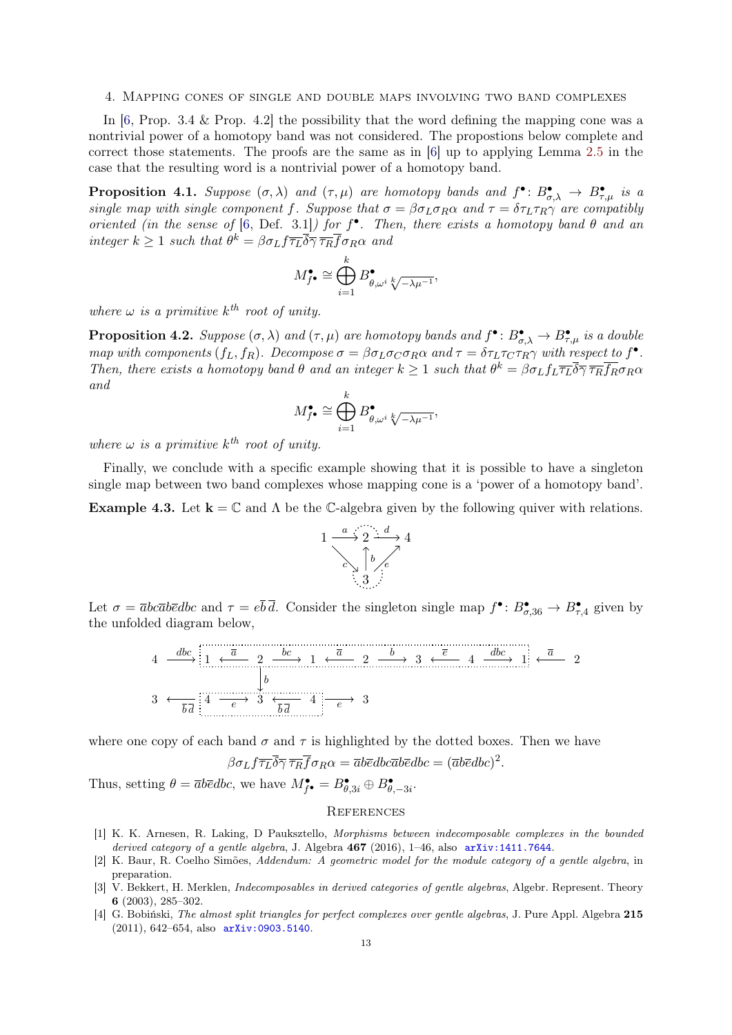## 4. Mapping cones of single and double maps involving two band complexes

In [6, Prop. 3.4 & Prop. 4.2] the possibility that the word defining the mapping cone was a nontrivial power of a homotopy band was not considered. The propostions below complete and correct those statements. The proofs are the same as in [6] up to applying Lemma 2.5 in the case that the resulting word is a nontrivial power of a homotopy band.

**Proposition 4.1.** *Suppose $(\sigma, \lambda)$ and $(\tau, \mu)$ are homotopy bands and $f^\bullet \colon B^\bullet_{\sigma,\lambda} \to B^\bullet_{\tau,\mu}$ is a single map with single component $f$. Suppose that $\sigma = \beta\sigma_L\sigma_R\alpha$ and $\tau = \delta\tau_L\tau_R\gamma$ are compatibly oriented (in the sense of [6, Def. 3.1]) for $f^\bullet$. Then, there exists a homotopy band $\theta$ and an integer $k \geq 1$ such that $\theta^k = \beta\sigma_L f \overline{\tau_L}\overline{\delta}\overline{\gamma}\,\overline{\tau_R}\overline{f}\sigma_R\alpha$ and*

$$M^\bullet_{f^\bullet} \cong \bigoplus_{i=1}^{k} B^\bullet_{\theta, \omega^i \sqrt[k]{-\lambda\mu^{-1}}},$$

*where $\omega$ is a primitive $k^{th}$ root of unity.*

**Proposition 4.2.** *Suppose $(\sigma, \lambda)$ and $(\tau, \mu)$ are homotopy bands and $f^\bullet \colon B^\bullet_{\sigma,\lambda} \to B^\bullet_{\tau,\mu}$ is a double map with components $(f_L, f_R)$. Decompose $\sigma = \beta\sigma_L\sigma_C\sigma_R\alpha$ and $\tau = \delta\tau_L\tau_C\tau_R\gamma$ with respect to $f^\bullet$. Then, there exists a homotopy band $\theta$ and an integer $k \geq 1$ such that $\theta^k = \beta\sigma_L f_L \overline{\tau_L}\overline{\delta}\overline{\gamma}\,\overline{\tau_R}\overline{f_R}\sigma_R\alpha$ and*

$$M^\bullet_{f^\bullet} \cong \bigoplus_{i=1}^{k} B^\bullet_{\theta, \omega^i \sqrt[k]{-\lambda\mu^{-1}}},$$

*where $\omega$ is a primitive $k^{th}$ root of unity.*

Finally, we conclude with a specific example showing that it is possible to have a singleton single map between two band complexes whose mapping cone is a 'power of a homotopy band'.

**Example 4.3.** Let $\mathbf{k} = \mathbb{C}$ and $\Lambda$ be the $\mathbb{C}$-algebra given by the following quiver with relations.

$$\begin{array}{ccccc} 1 & \xrightarrow{a} & 2 & \xrightarrow{d} & 4 \\ & \searrow^{c} & \uparrow b & \nearrow^{e} & \\ & & 3 & & \end{array}$$

Let $\sigma = \overline{a}bc\overline{a}b\overline{e}dbc$ and $\tau = e\overline{b}\,\overline{d}$. Consider the singleton single map $f^\bullet \colon B^\bullet_{\sigma,36} \to B^\bullet_{\tau,4}$ given by the unfolded diagram below,

$$\begin{array}{cccccccccccccccccc} 4 & \xrightarrow{dbc} & 1 & \xleftarrow{\overline{a}} & 2 & \xrightarrow{bc} & 1 & \xleftarrow{\overline{a}} & 2 & \xrightarrow{b} & 3 & \xleftarrow{\overline{e}} & 4 & \xrightarrow{dbc} & 1 & \xleftarrow{\overline{a}} & 2 \\ & & & & \downarrow b & & & & & & & & & & & & \\ 3 & \xleftarrow{\overline{b}\,\overline{d}} & 4 & \xrightarrow{e} & 3 & \xleftarrow{\overline{b}\,\overline{d}} & 4 & \xrightarrow{e} & 3 & & & & & & & & \end{array}$$

where one copy of each band $\sigma$ and $\tau$ is highlighted by the dotted boxes. Then we have

$$\beta\sigma_L f \overline{\tau_L}\overline{\delta}\overline{\gamma}\,\overline{\tau_R}\overline{f}\sigma_R\alpha = \overline{a}b\overline{e}dbc\overline{a}b\overline{e}dbc = (\overline{a}b\overline{e}dbc)^2.$$

Thus, setting $\theta = \overline{a}b\overline{e}dbc$, we have $M^\bullet_{f^\bullet} = B^\bullet_{\theta,3i} \oplus B^\bullet_{\theta,-3i}$.

## References

[1] K. K. Arnesen, R. Laking, D Pauksztello, *Morphisms between indecomposable complexes in the bounded derived category of a gentle algebra*, J. Algebra **467** (2016), 1–46, also arXiv:1411.7644.

[2] K. Baur, R. Coelho Simões, *Addendum: A geometric model for the module category of a gentle algebra*, in preparation.

[3] V. Bekkert, H. Merklen, *Indecomposables in derived categories of gentle algebras*, Algebr. Represent. Theory **6** (2003), 285–302.

[4] G. Bobiński, *The almost split triangles for perfect complexes over gentle algebras*, J. Pure Appl. Algebra **215** (2011), 642–654, also arXiv:0903.5140.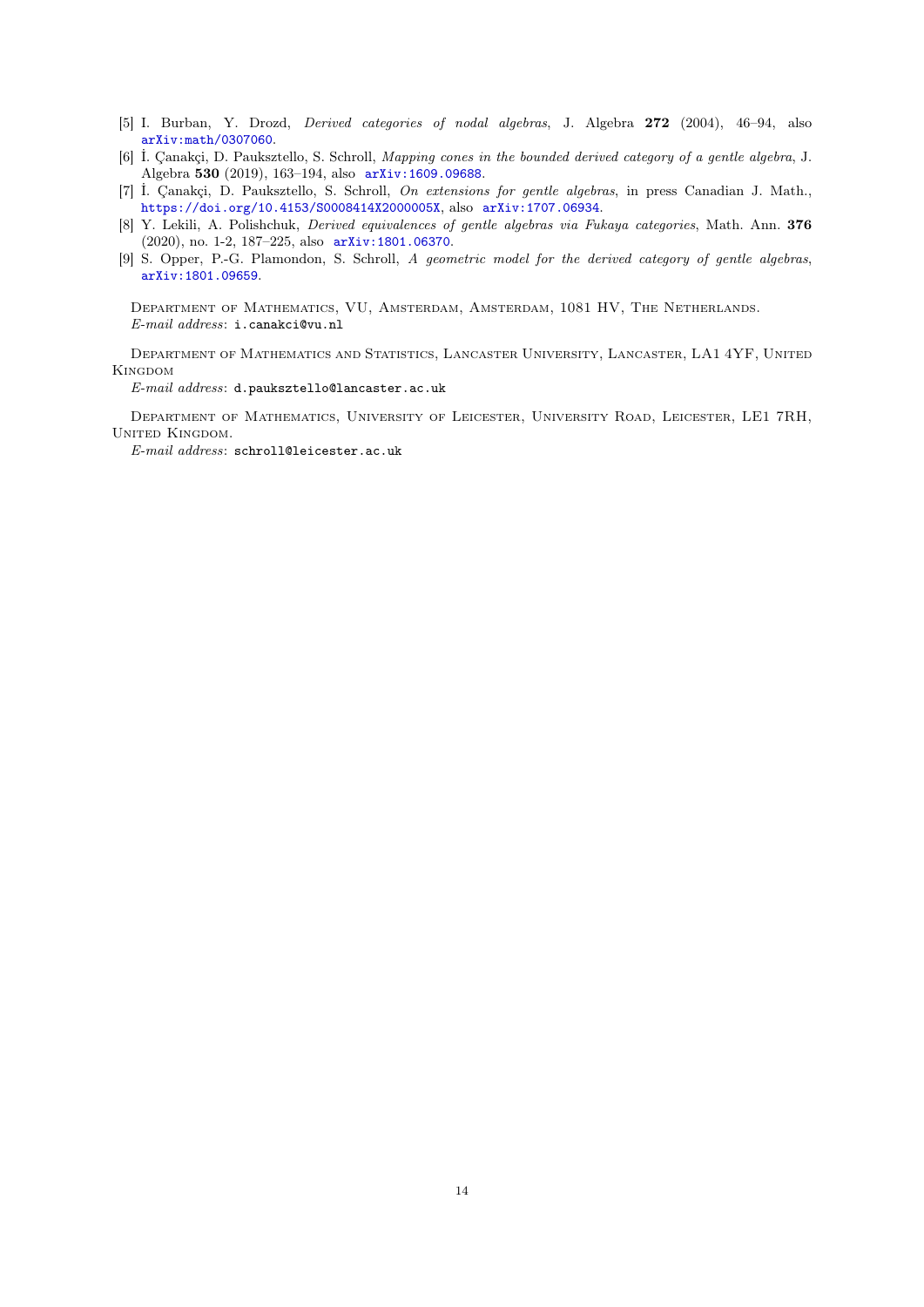[5] I. Burban, Y. Drozd, *Derived categories of nodal algebras*, J. Algebra **272** (2004), 46–94, also arXiv:math/0307060.

[6] İ. Çanakçi, D. Pauksztello, S. Schroll, *Mapping cones in the bounded derived category of a gentle algebra*, J. Algebra **530** (2019), 163–194, also arXiv:1609.09688.

[7] İ. Çanakçi, D. Pauksztello, S. Schroll, *On extensions for gentle algebras*, in press Canadian J. Math., https://doi.org/10.4153/S0008414X2000005X, also arXiv:1707.06934.

[8] Y. Lekili, A. Polishchuk, *Derived equivalences of gentle algebras via Fukaya categories*, Math. Ann. **376** (2020), no. 1-2, 187–225, also arXiv:1801.06370.

[9] S. Opper, P.-G. Plamondon, S. Schroll, *A geometric model for the derived category of gentle algebras*, arXiv:1801.09659.

Department of Mathematics, VU, Amsterdam, Amsterdam, 1081 HV, The Netherlands.
*E-mail address*: i.canakci@vu.nl

Department of Mathematics and Statistics, Lancaster University, Lancaster, LA1 4YF, United Kingdom
*E-mail address*: d.pauksztello@lancaster.ac.uk

Department of Mathematics, University of Leicester, University Road, Leicester, LE1 7RH, United Kingdom.
*E-mail address*: schroll@leicester.ac.uk